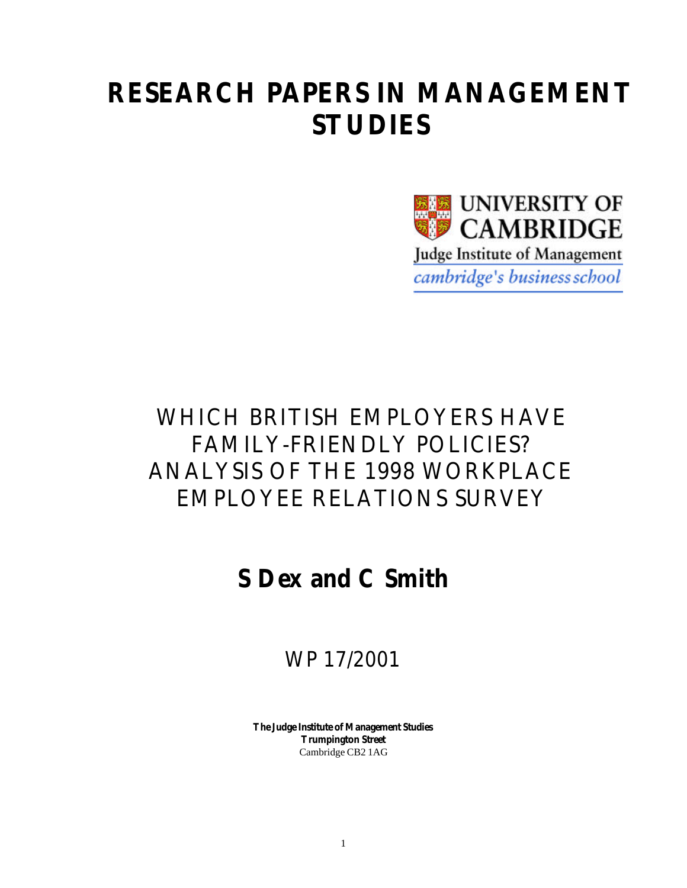# RESEARCH PAPERS IN MANAGEMENT STUDIES

UNIVERSITY OF CAMBRIDGE

Judge Institute of Management

*cambridge's business school*

## WHICH BRITISH EMPLOYERS HAVE FAMILY-FRIENDLY POLICIES? ANALYSIS OF THE 1998 WORKPLACE EMPLOYEE RELATIONS SURVEY

**S Dex and C Smith**

WP 17/2001

**The Judge Institute of Management Studies**
**Trumpington Street**
Cambridge CB2 1AG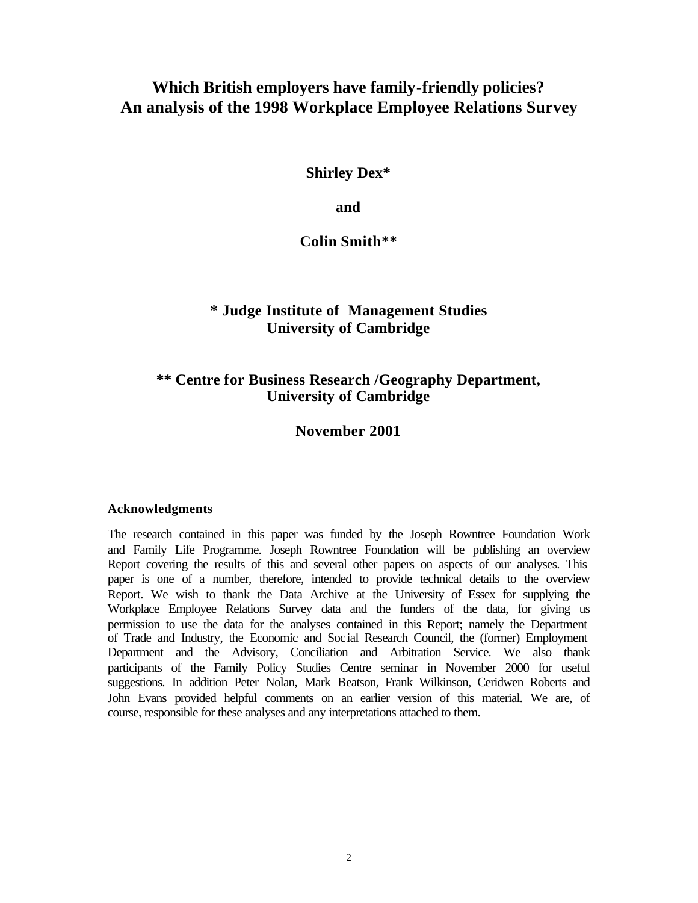# Which British employers have family-friendly policies? An analysis of the 1998 Workplace Employee Relations Survey

**Shirley Dex***

**and**

**Colin Smith****

**\* Judge Institute of Management Studies**
**University of Cambridge**

**\*\* Centre for Business Research /Geography Department,**
**University of Cambridge**

**November 2001**

**Acknowledgments**

The research contained in this paper was funded by the Joseph Rowntree Foundation Work and Family Life Programme. Joseph Rowntree Foundation will be publishing an overview Report covering the results of this and several other papers on aspects of our analyses. This paper is one of a number, therefore, intended to provide technical details to the overview Report. We wish to thank the Data Archive at the University of Essex for supplying the Workplace Employee Relations Survey data and the funders of the data, for giving us permission to use the data for the analyses contained in this Report; namely the Department of Trade and Industry, the Economic and Social Research Council, the (former) Employment Department and the Advisory, Conciliation and Arbitration Service. We also thank participants of the Family Policy Studies Centre seminar in November 2000 for useful suggestions. In addition Peter Nolan, Mark Beatson, Frank Wilkinson, Ceridwen Roberts and John Evans provided helpful comments on an earlier version of this material. We are, of course, responsible for these analyses and any interpretations attached to them.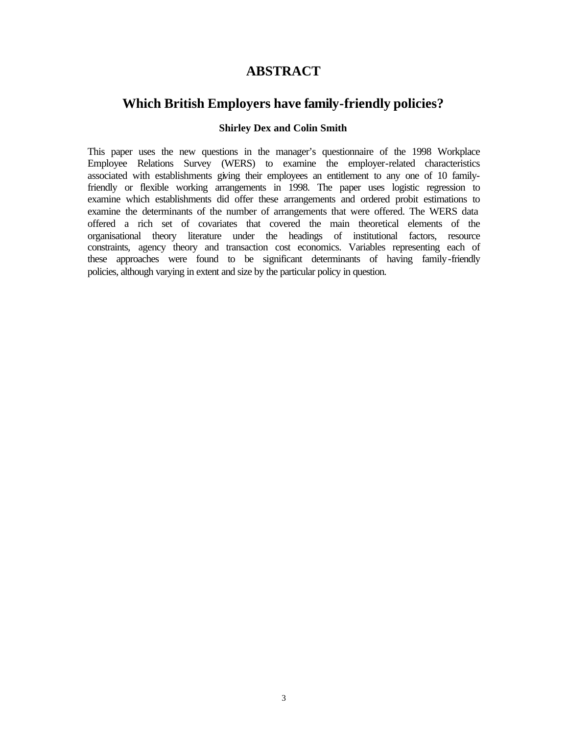# ABSTRACT

## Which British Employers have family-friendly policies?

**Shirley Dex and Colin Smith**

This paper uses the new questions in the manager's questionnaire of the 1998 Workplace Employee Relations Survey (WERS) to examine the employer-related characteristics associated with establishments giving their employees an entitlement to any one of 10 family-friendly or flexible working arrangements in 1998. The paper uses logistic regression to examine which establishments did offer these arrangements and ordered probit estimations to examine the determinants of the number of arrangements that were offered. The WERS data offered a rich set of covariates that covered the main theoretical elements of the organisational theory literature under the headings of institutional factors, resource constraints, agency theory and transaction cost economics. Variables representing each of these approaches were found to be significant determinants of having family-friendly policies, although varying in extent and size by the particular policy in question.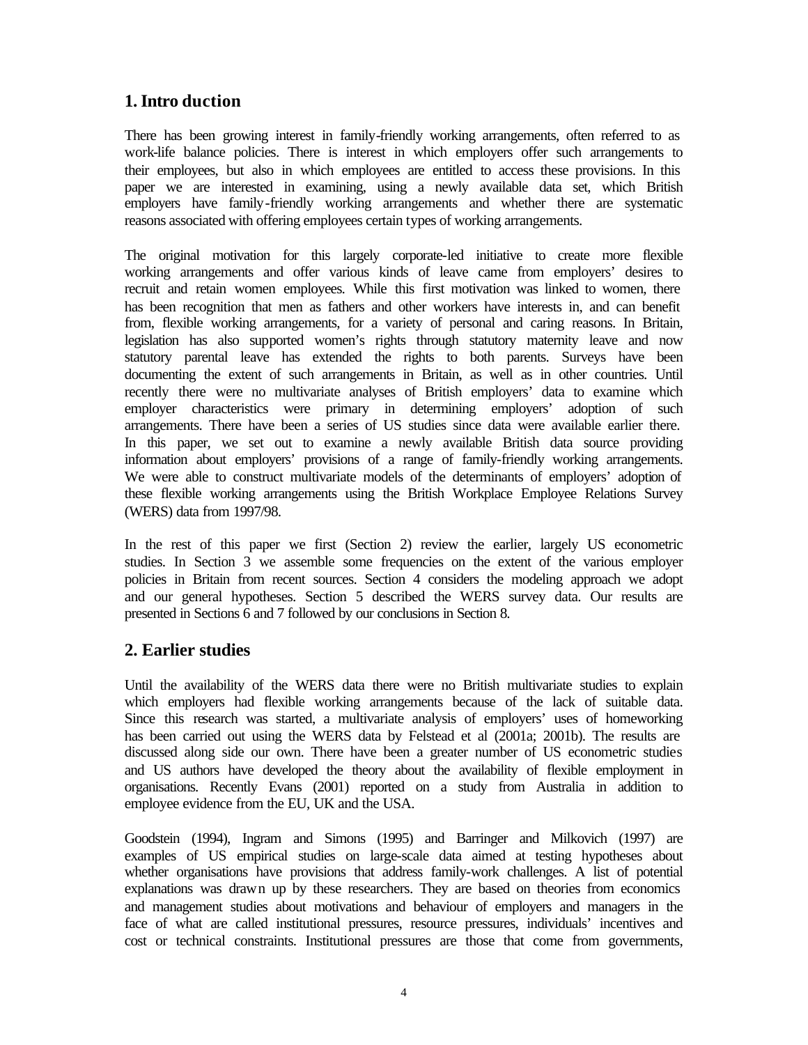## 1. Intro duction

There has been growing interest in family-friendly working arrangements, often referred to as work-life balance policies. There is interest in which employers offer such arrangements to their employees, but also in which employees are entitled to access these provisions. In this paper we are interested in examining, using a newly available data set, which British employers have family-friendly working arrangements and whether there are systematic reasons associated with offering employees certain types of working arrangements.

The original motivation for this largely corporate-led initiative to create more flexible working arrangements and offer various kinds of leave came from employers' desires to recruit and retain women employees. While this first motivation was linked to women, there has been recognition that men as fathers and other workers have interests in, and can benefit from, flexible working arrangements, for a variety of personal and caring reasons. In Britain, legislation has also supported women's rights through statutory maternity leave and now statutory parental leave has extended the rights to both parents. Surveys have been documenting the extent of such arrangements in Britain, as well as in other countries. Until recently there were no multivariate analyses of British employers' data to examine which employer characteristics were primary in determining employers' adoption of such arrangements. There have been a series of US studies since data were available earlier there. In this paper, we set out to examine a newly available British data source providing information about employers' provisions of a range of family-friendly working arrangements. We were able to construct multivariate models of the determinants of employers' adoption of these flexible working arrangements using the British Workplace Employee Relations Survey (WERS) data from 1997/98.

In the rest of this paper we first (Section 2) review the earlier, largely US econometric studies. In Section 3 we assemble some frequencies on the extent of the various employer policies in Britain from recent sources. Section 4 considers the modeling approach we adopt and our general hypotheses. Section 5 described the WERS survey data. Our results are presented in Sections 6 and 7 followed by our conclusions in Section 8.

## 2. Earlier studies

Until the availability of the WERS data there were no British multivariate studies to explain which employers had flexible working arrangements because of the lack of suitable data. Since this research was started, a multivariate analysis of employers' uses of homeworking has been carried out using the WERS data by Felstead et al (2001a; 2001b). The results are discussed along side our own. There have been a greater number of US econometric studies and US authors have developed the theory about the availability of flexible employment in organisations. Recently Evans (2001) reported on a study from Australia in addition to employee evidence from the EU, UK and the USA.

Goodstein (1994), Ingram and Simons (1995) and Barringer and Milkovich (1997) are examples of US empirical studies on large-scale data aimed at testing hypotheses about whether organisations have provisions that address family-work challenges. A list of potential explanations was drawn up by these researchers. They are based on theories from economics and management studies about motivations and behaviour of employers and managers in the face of what are called institutional pressures, resource pressures, individuals' incentives and cost or technical constraints. Institutional pressures are those that come from governments,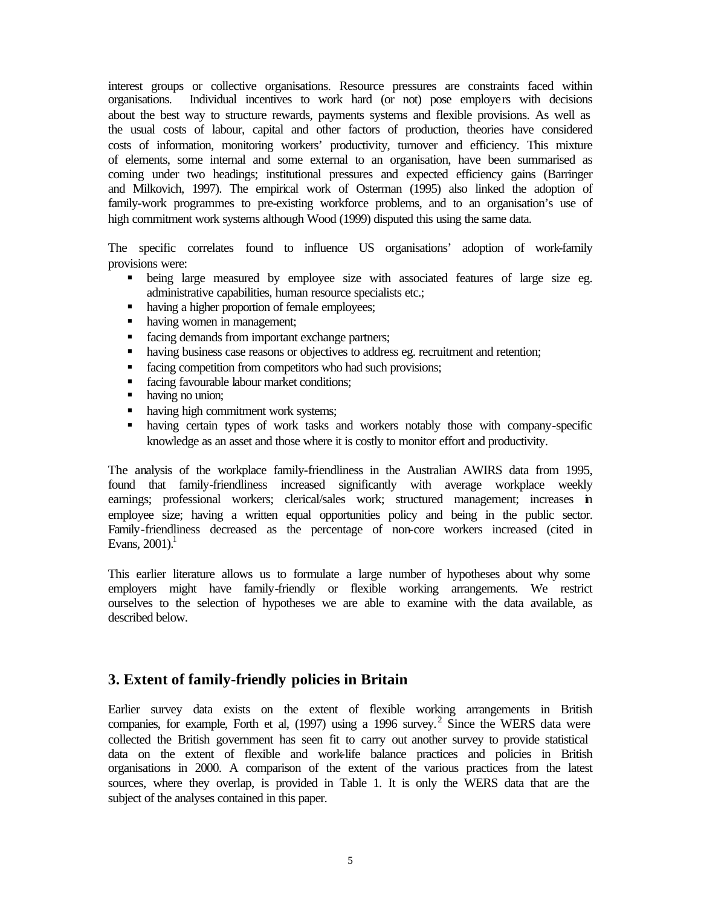interest groups or collective organisations. Resource pressures are constraints faced within organisations. Individual incentives to work hard (or not) pose employers with decisions about the best way to structure rewards, payments systems and flexible provisions. As well as the usual costs of labour, capital and other factors of production, theories have considered costs of information, monitoring workers' productivity, turnover and efficiency. This mixture of elements, some internal and some external to an organisation, have been summarised as coming under two headings; institutional pressures and expected efficiency gains (Barringer and Milkovich, 1997). The empirical work of Osterman (1995) also linked the adoption of family-work programmes to pre-existing workforce problems, and to an organisation's use of high commitment work systems although Wood (1999) disputed this using the same data.

The specific correlates found to influence US organisations' adoption of work-family provisions were:

- being large measured by employee size with associated features of large size eg. administrative capabilities, human resource specialists etc.;
- having a higher proportion of female employees;
- having women in management;
- facing demands from important exchange partners;
- having business case reasons or objectives to address eg. recruitment and retention;
- facing competition from competitors who had such provisions;
- facing favourable labour market conditions;
- having no union;
- having high commitment work systems;
- having certain types of work tasks and workers notably those with company-specific knowledge as an asset and those where it is costly to monitor effort and productivity.

The analysis of the workplace family-friendliness in the Australian AWIRS data from 1995, found that family-friendliness increased significantly with average workplace weekly earnings; professional workers; clerical/sales work; structured management; increases in employee size; having a written equal opportunities policy and being in the public sector. Family-friendliness decreased as the percentage of non-core workers increased (cited in Evans, 2001).[1]

This earlier literature allows us to formulate a large number of hypotheses about why some employers might have family-friendly or flexible working arrangements. We restrict ourselves to the selection of hypotheses we are able to examine with the data available, as described below.

## 3. Extent of family-friendly policies in Britain

Earlier survey data exists on the extent of flexible working arrangements in British companies, for example, Forth et al, (1997) using a 1996 survey.[2] Since the WERS data were collected the British government has seen fit to carry out another survey to provide statistical data on the extent of flexible and work-life balance practices and policies in British organisations in 2000. A comparison of the extent of the various practices from the latest sources, where they overlap, is provided in Table 1. It is only the WERS data that are the subject of the analyses contained in this paper.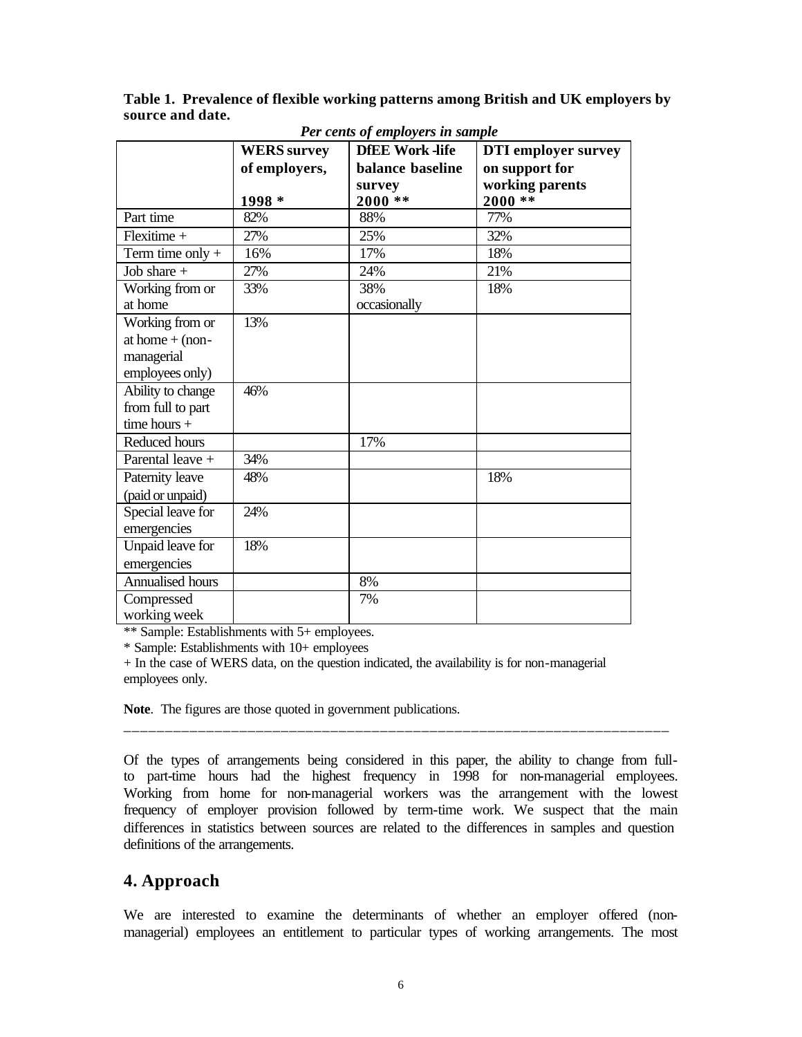**Table 1. Prevalence of flexible working patterns among British and UK employers by source and date.**

*Per cents of employers in sample*

| | **WERS survey of employers, 1998 *** | **DfEE Work-life balance baseline survey 2000 **** | **DTI employer survey on support for working parents 2000 **** |
|---|---|---|---|
| Part time | 82% | 88% | 77% |
| Flexitime + | 27% | 25% | 32% |
| Term time only + | 16% | 17% | 18% |
| Job share + | 27% | 24% | 21% |
| Working from or at home | 33% | 38% occasionally | 18% |
| Working from or at home + (non-managerial employees only) | 13% | | |
| Ability to change from full to part time hours + | 46% | | |
| Reduced hours | | 17% | |
| Parental leave + | 34% | | |
| Paternity leave (paid or unpaid) | 48% | | 18% |
| Special leave for emergencies | 24% | | |
| Unpaid leave for emergencies | 18% | | |
| Annualised hours | | 8% | |
| Compressed working week | | 7% | |

** Sample: Establishments with 5+ employees.

* Sample: Establishments with 10+ employees

+ In the case of WERS data, on the question indicated, the availability is for non-managerial employees only.

**Note**. The figures are those quoted in government publications.

---

Of the types of arrangements being considered in this paper, the ability to change from full- to part-time hours had the highest frequency in 1998 for non-managerial employees. Working from home for non-managerial workers was the arrangement with the lowest frequency of employer provision followed by term-time work. We suspect that the main differences in statistics between sources are related to the differences in samples and question definitions of the arrangements.

## 4. Approach

We are interested to examine the determinants of whether an employer offered (non-managerial) employees an entitlement to particular types of working arrangements. The most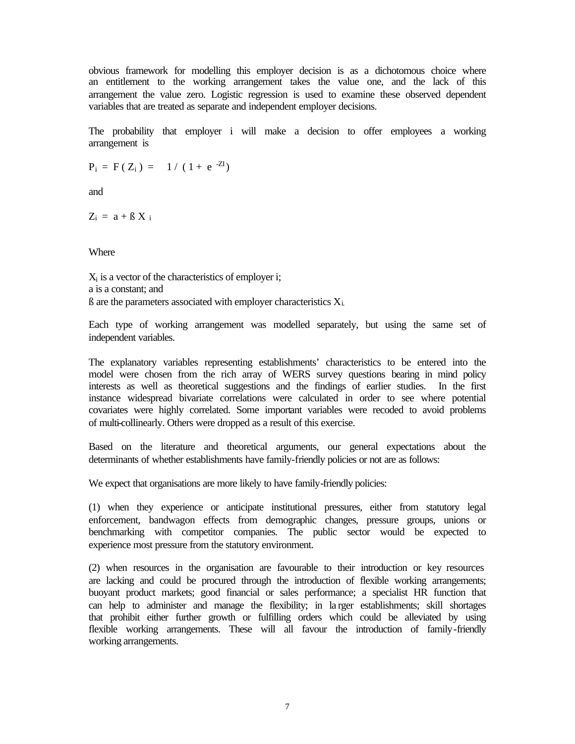obvious framework for modelling this employer decision is as a dichotomous choice where an entitlement to the working arrangement takes the value one, and the lack of this arrangement the value zero. Logistic regression is used to examine these observed dependent variables that are treated as separate and independent employer decisions.

The probability that employer i will make a decision to offer employees a working arrangement is

$$P_i = F(Z_i) = 1 / (1 + e^{-ZI})$$

and

$$Z_i = a + ß X_i$$

Where

$X_i$ is a vector of the characteristics of employer i;
a is a constant; and
ß are the parameters associated with employer characteristics $X_i$.

Each type of working arrangement was modelled separately, but using the same set of independent variables.

The explanatory variables representing establishments' characteristics to be entered into the model were chosen from the rich array of WERS survey questions bearing in mind policy interests as well as theoretical suggestions and the findings of earlier studies. In the first instance widespread bivariate correlations were calculated in order to see where potential covariates were highly correlated. Some important variables were recoded to avoid problems of multi-collinearly. Others were dropped as a result of this exercise.

Based on the literature and theoretical arguments, our general expectations about the determinants of whether establishments have family-friendly policies or not are as follows:

We expect that organisations are more likely to have family-friendly policies:

(1) when they experience or anticipate institutional pressures, either from statutory legal enforcement, bandwagon effects from demographic changes, pressure groups, unions or benchmarking with competitor companies. The public sector would be expected to experience most pressure from the statutory environment.

(2) when resources in the organisation are favourable to their introduction or key resources are lacking and could be procured through the introduction of flexible working arrangements; buoyant product markets; good financial or sales performance; a specialist HR function that can help to administer and manage the flexibility; in larger establishments; skill shortages that prohibit either further growth or fulfilling orders which could be alleviated by using flexible working arrangements. These will all favour the introduction of family-friendly working arrangements.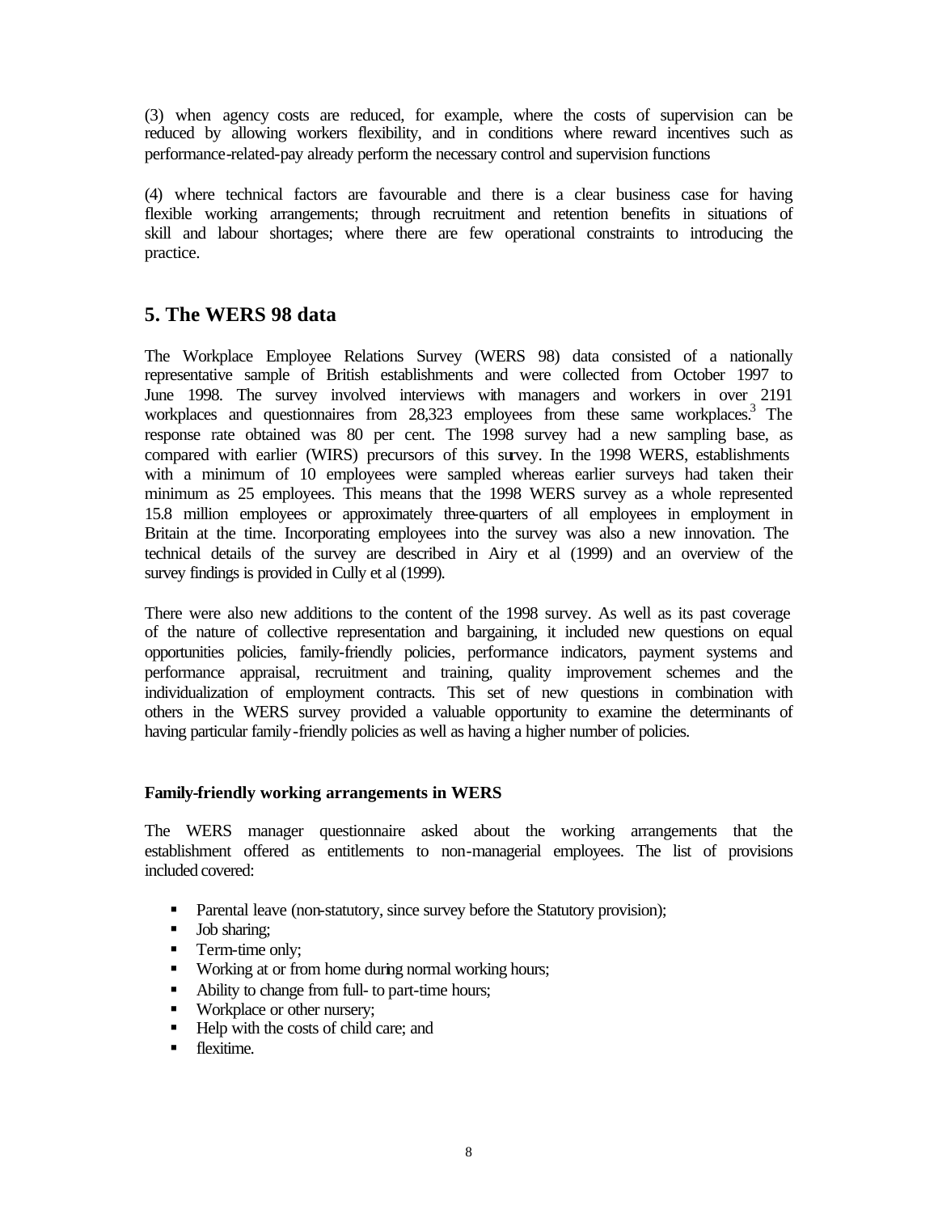(3) when agency costs are reduced, for example, where the costs of supervision can be reduced by allowing workers flexibility, and in conditions where reward incentives such as performance-related-pay already perform the necessary control and supervision functions

(4) where technical factors are favourable and there is a clear business case for having flexible working arrangements; through recruitment and retention benefits in situations of skill and labour shortages; where there are few operational constraints to introducing the practice.

## 5. The WERS 98 data

The Workplace Employee Relations Survey (WERS 98) data consisted of a nationally representative sample of British establishments and were collected from October 1997 to June 1998. The survey involved interviews with managers and workers in over 2191 workplaces and questionnaires from 28,323 employees from these same workplaces.[3] The response rate obtained was 80 per cent. The 1998 survey had a new sampling base, as compared with earlier (WIRS) precursors of this survey. In the 1998 WERS, establishments with a minimum of 10 employees were sampled whereas earlier surveys had taken their minimum as 25 employees. This means that the 1998 WERS survey as a whole represented 15.8 million employees or approximately three-quarters of all employees in employment in Britain at the time. Incorporating employees into the survey was also a new innovation. The technical details of the survey are described in Airy et al (1999) and an overview of the survey findings is provided in Cully et al (1999).

There were also new additions to the content of the 1998 survey. As well as its past coverage of the nature of collective representation and bargaining, it included new questions on equal opportunities policies, family-friendly policies, performance indicators, payment systems and performance appraisal, recruitment and training, quality improvement schemes and the individualization of employment contracts. This set of new questions in combination with others in the WERS survey provided a valuable opportunity to examine the determinants of having particular family-friendly policies as well as having a higher number of policies.

### Family-friendly working arrangements in WERS

The WERS manager questionnaire asked about the working arrangements that the establishment offered as entitlements to non-managerial employees. The list of provisions included covered:

- Parental leave (non-statutory, since survey before the Statutory provision);
- Job sharing;
- Term-time only;
- Working at or from home during normal working hours;
- Ability to change from full- to part-time hours;
- Workplace or other nursery;
- Help with the costs of child care; and
- flexitime.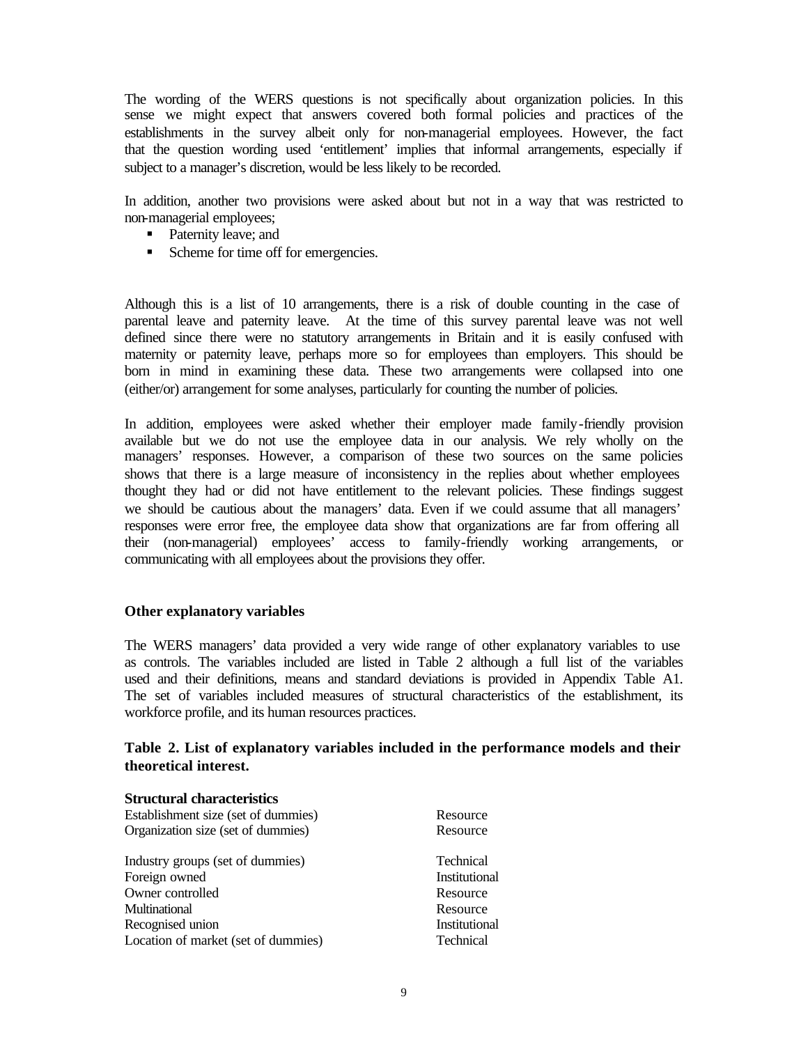The wording of the WERS questions is not specifically about organization policies. In this sense we might expect that answers covered both formal policies and practices of the establishments in the survey albeit only for non-managerial employees. However, the fact that the question wording used 'entitlement' implies that informal arrangements, especially if subject to a manager's discretion, would be less likely to be recorded.

In addition, another two provisions were asked about but not in a way that was restricted to non-managerial employees;

- Paternity leave; and
- Scheme for time off for emergencies.

Although this is a list of 10 arrangements, there is a risk of double counting in the case of parental leave and paternity leave. At the time of this survey parental leave was not well defined since there were no statutory arrangements in Britain and it is easily confused with maternity or paternity leave, perhaps more so for employees than employers. This should be born in mind in examining these data. These two arrangements were collapsed into one (either/or) arrangement for some analyses, particularly for counting the number of policies.

In addition, employees were asked whether their employer made family-friendly provision available but we do not use the employee data in our analysis. We rely wholly on the managers' responses. However, a comparison of these two sources on the same policies shows that there is a large measure of inconsistency in the replies about whether employees thought they had or did not have entitlement to the relevant policies. These findings suggest we should be cautious about the managers' data. Even if we could assume that all managers' responses were error free, the employee data show that organizations are far from offering all their (non-managerial) employees' access to family-friendly working arrangements, or communicating with all employees about the provisions they offer.

### Other explanatory variables

The WERS managers' data provided a very wide range of other explanatory variables to use as controls. The variables included are listed in Table 2 although a full list of the variables used and their definitions, means and standard deviations is provided in Appendix Table A1. The set of variables included measures of structural characteristics of the establishment, its workforce profile, and its human resources practices.

**Table 2. List of explanatory variables included in the performance models and their theoretical interest.**

| **Structural characteristics** | |
|---|---|
| Establishment size (set of dummies) | Resource |
| Organization size (set of dummies) | Resource |
| Industry groups (set of dummies) | Technical |
| Foreign owned | Institutional |
| Owner controlled | Resource |
| Multinational | Resource |
| Recognised union | Institutional |
| Location of market (set of dummies) | Technical |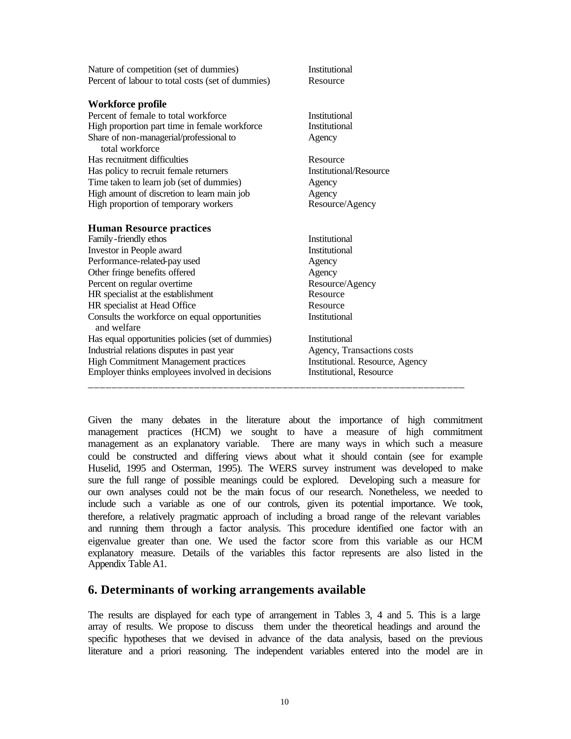| | |
|---|---|
| Nature of competition (set of dummies) | Institutional |
| Percent of labour to total costs (set of dummies) | Resource |
| **Workforce profile** | |
| Percent of female to total workforce | Institutional |
| High proportion part time in female workforce | Institutional |
| Share of non-managerial/professional to total workforce | Agency |
| Has recruitment difficulties | Resource |
| Has policy to recruit female returners | Institutional/Resource |
| Time taken to learn job (set of dummies) | Agency |
| High amount of discretion to learn main job | Agency |
| High proportion of temporary workers | Resource/Agency |
| **Human Resource practices** | |
| Family-friendly ethos | Institutional |
| Investor in People award | Institutional |
| Performance-related-pay used | Agency |
| Other fringe benefits offered | Agency |
| Percent on regular overtime | Resource/Agency |
| HR specialist at the establishment | Resource |
| HR specialist at Head Office | Resource |
| Consults the workforce on equal opportunities and welfare | Institutional |
| Has equal opportunities policies (set of dummies) | Institutional |
| Industrial relations disputes in past year | Agency, Transactions costs |
| High Commitment Management practices | Institutional. Resource, Agency |
| Employer thinks employees involved in decisions | Institutional, Resource |

Given the many debates in the literature about the importance of high commitment management practices (HCM) we sought to have a measure of high commitment management as an explanatory variable. There are many ways in which such a measure could be constructed and differing views about what it should contain (see for example Huselid, 1995 and Osterman, 1995). The WERS survey instrument was developed to make sure the full range of possible meanings could be explored. Developing such a measure for our own analyses could not be the main focus of our research. Nonetheless, we needed to include such a variable as one of our controls, given its potential importance. We took, therefore, a relatively pragmatic approach of including a broad range of the relevant variables and running them through a factor analysis. This procedure identified one factor with an eigenvalue greater than one. We used the factor score from this variable as our HCM explanatory measure. Details of the variables this factor represents are also listed in the Appendix Table A1.

## 6. Determinants of working arrangements available

The results are displayed for each type of arrangement in Tables 3, 4 and 5. This is a large array of results. We propose to discuss them under the theoretical headings and around the specific hypotheses that we devised in advance of the data analysis, based on the previous literature and a priori reasoning. The independent variables entered into the model are in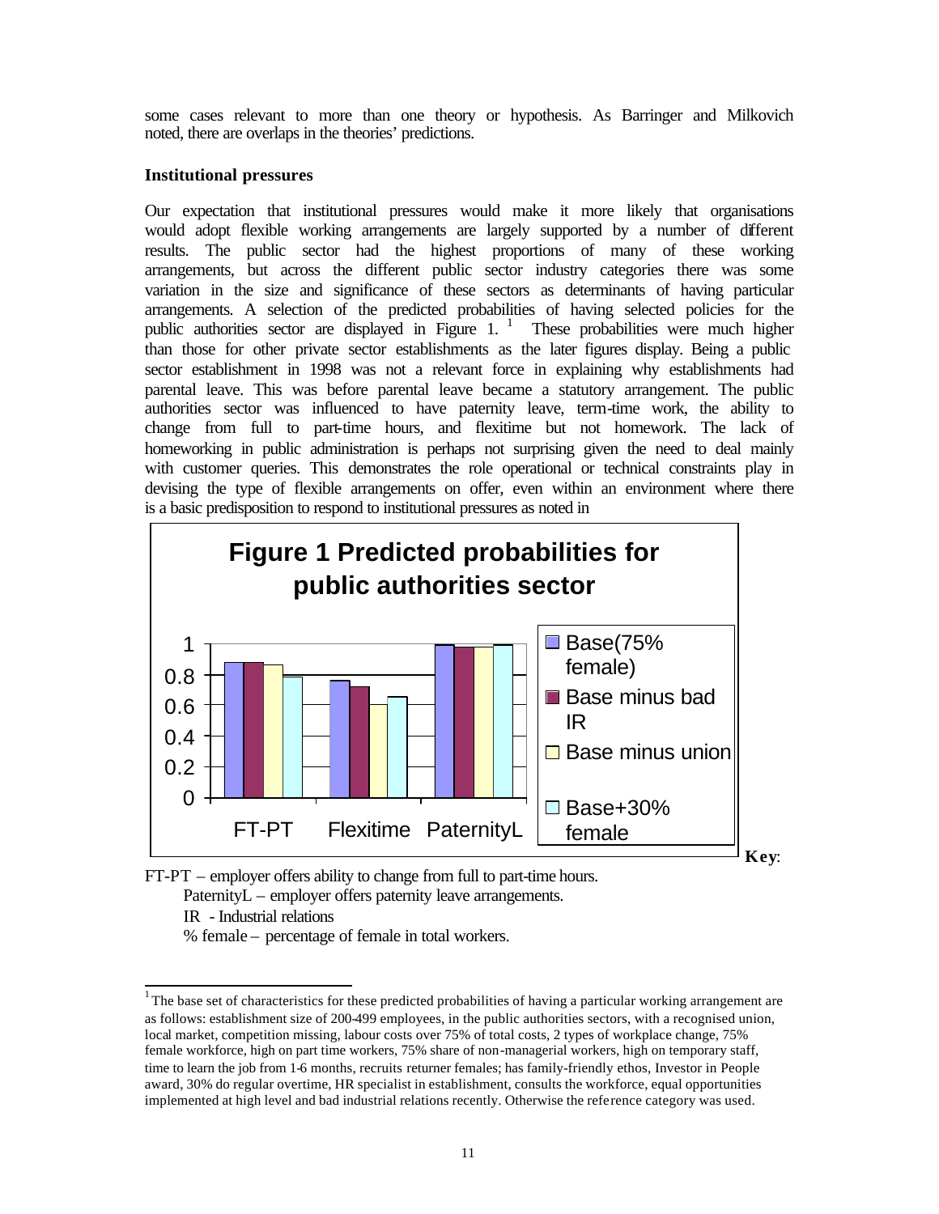some cases relevant to more than one theory or hypothesis. As Barringer and Milkovich noted, there are overlaps in the theories' predictions.

### Institutional pressures

Our expectation that institutional pressures would make it more likely that organisations would adopt flexible working arrangements are largely supported by a number of different results. The public sector had the highest proportions of many of these working arrangements, but across the different public sector industry categories there was some variation in the size and significance of these sectors as determinants of having particular arrangements. A selection of the predicted probabilities of having selected policies for the public authorities sector are displayed in Figure 1. [1] These probabilities were much higher than those for other private sector establishments as the later figures display. Being a public sector establishment in 1998 was not a relevant force in explaining why establishments had parental leave. This was before parental leave became a statutory arrangement. The public authorities sector was influenced to have paternity leave, term-time work, the ability to change from full to part-time hours, and flexitime but not homework. The lack of homeworking in public administration is perhaps not surprising given the need to deal mainly with customer queries. This demonstrates the role operational or technical constraints play in devising the type of flexible arrangements on offer, even within an environment where there is a basic predisposition to respond to institutional pressures as noted in

**Figure 1 Predicted probabilities for public authorities sector**

| | Base(75% female) | Base minus bad IR | Base minus union | Base+30% female |
|---|---|---|---|---|
| FT-PT | 0.88 | 0.88 | 0.87 | 0.79 |
| Flexitime | 0.76 | 0.72 | 0.60 | 0.65 |
| PaternityL | 0.99 | 0.98 | 0.98 | 0.99 |

**Key**:

FT-PT – employer offers ability to change from full to part-time hours.

PaternityL – employer offers paternity leave arrangements.

IR - Industrial relations

% female – percentage of female in total workers.

---

[1] The base set of characteristics for these predicted probabilities of having a particular working arrangement are as follows: establishment size of 200-499 employees, in the public authorities sectors, with a recognised union, local market, competition missing, labour costs over 75% of total costs, 2 types of workplace change, 75% female workforce, high on part time workers, 75% share of non-managerial workers, high on temporary staff, time to learn the job from 1-6 months, recruits returner females; has family-friendly ethos, Investor in People award, 30% do regular overtime, HR specialist in establishment, consults the workforce, equal opportunities implemented at high level and bad industrial relations recently. Otherwise the reference category was used.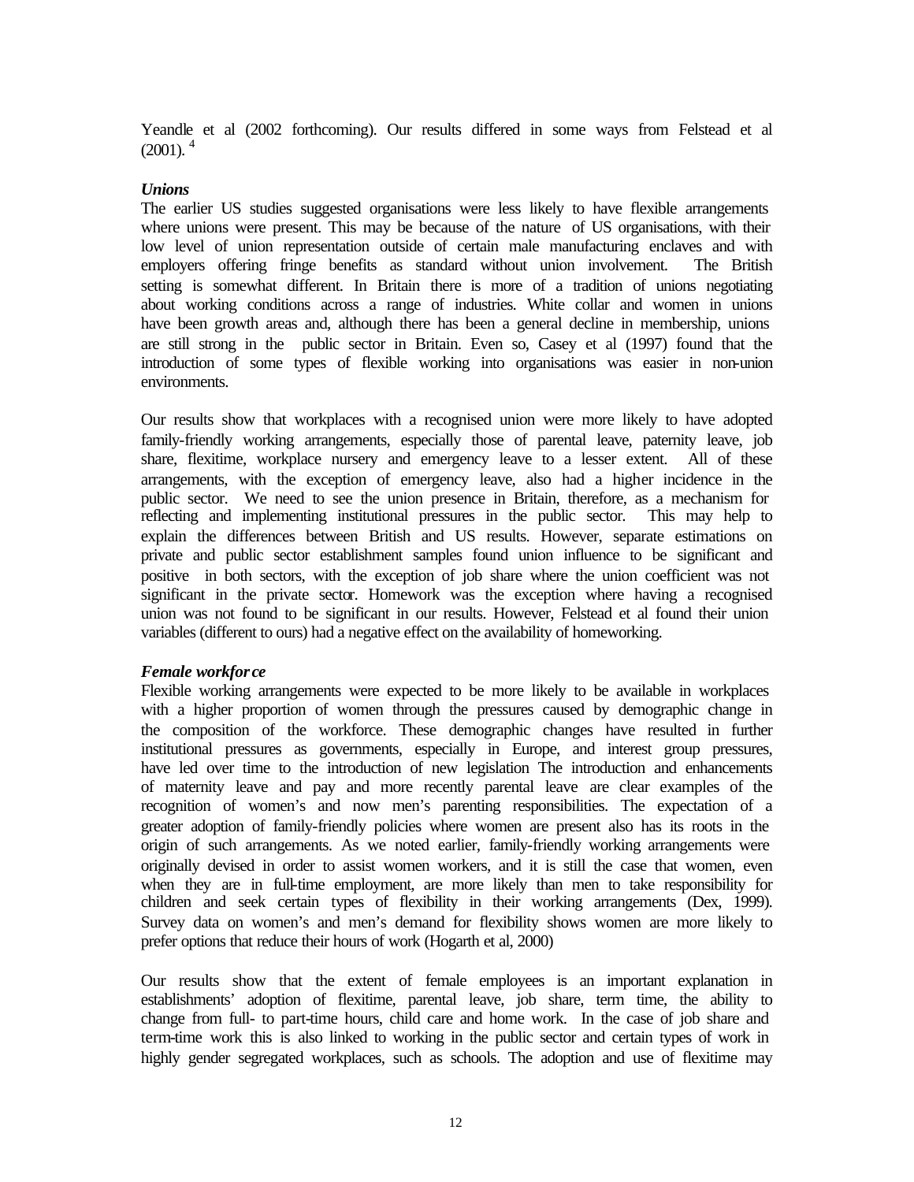Yeandle et al (2002 forthcoming). Our results differed in some ways from Felstead et al (2001).[4]

***Unions***

The earlier US studies suggested organisations were less likely to have flexible arrangements where unions were present. This may be because of the nature of US organisations, with their low level of union representation outside of certain male manufacturing enclaves and with employers offering fringe benefits as standard without union involvement. The British setting is somewhat different. In Britain there is more of a tradition of unions negotiating about working conditions across a range of industries. White collar and women in unions have been growth areas and, although there has been a general decline in membership, unions are still strong in the public sector in Britain. Even so, Casey et al (1997) found that the introduction of some types of flexible working into organisations was easier in non-union environments.

Our results show that workplaces with a recognised union were more likely to have adopted family-friendly working arrangements, especially those of parental leave, paternity leave, job share, flexitime, workplace nursery and emergency leave to a lesser extent. All of these arrangements, with the exception of emergency leave, also had a higher incidence in the public sector. We need to see the union presence in Britain, therefore, as a mechanism for reflecting and implementing institutional pressures in the public sector. This may help to explain the differences between British and US results. However, separate estimations on private and public sector establishment samples found union influence to be significant and positive in both sectors, with the exception of job share where the union coefficient was not significant in the private sector. Homework was the exception where having a recognised union was not found to be significant in our results. However, Felstead et al found their union variables (different to ours) had a negative effect on the availability of homeworking.

***Female workforce***

Flexible working arrangements were expected to be more likely to be available in workplaces with a higher proportion of women through the pressures caused by demographic change in the composition of the workforce. These demographic changes have resulted in further institutional pressures as governments, especially in Europe, and interest group pressures, have led over time to the introduction of new legislation The introduction and enhancements of maternity leave and pay and more recently parental leave are clear examples of the recognition of women's and now men's parenting responsibilities. The expectation of a greater adoption of family-friendly policies where women are present also has its roots in the origin of such arrangements. As we noted earlier, family-friendly working arrangements were originally devised in order to assist women workers, and it is still the case that women, even when they are in full-time employment, are more likely than men to take responsibility for children and seek certain types of flexibility in their working arrangements (Dex, 1999). Survey data on women's and men's demand for flexibility shows women are more likely to prefer options that reduce their hours of work (Hogarth et al, 2000)

Our results show that the extent of female employees is an important explanation in establishments' adoption of flexitime, parental leave, job share, term time, the ability to change from full- to part-time hours, child care and home work. In the case of job share and term-time work this is also linked to working in the public sector and certain types of work in highly gender segregated workplaces, such as schools. The adoption and use of flexitime may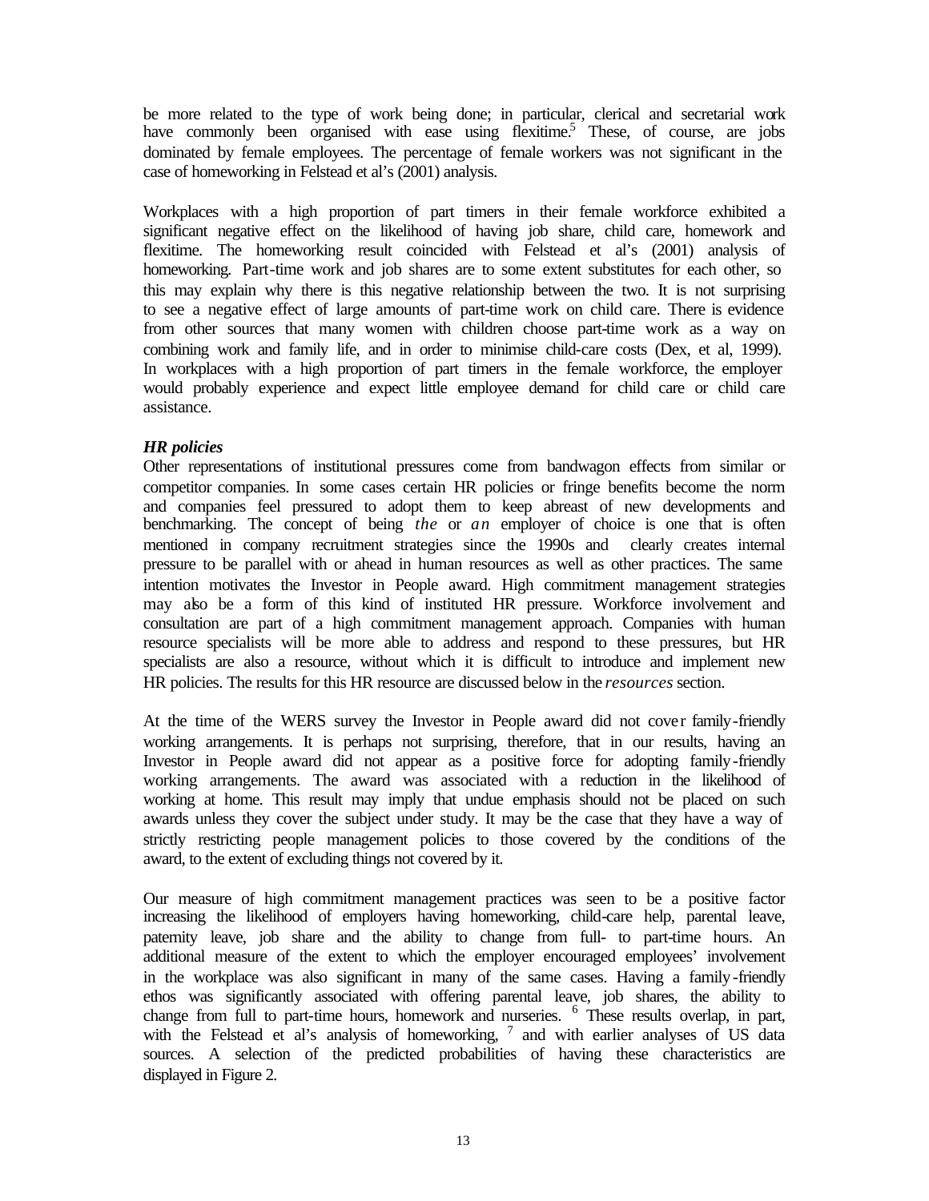be more related to the type of work being done; in particular, clerical and secretarial work have commonly been organised with ease using flexitime.[5] These, of course, are jobs dominated by female employees. The percentage of female workers was not significant in the case of homeworking in Felstead et al's (2001) analysis.

Workplaces with a high proportion of part timers in their female workforce exhibited a significant negative effect on the likelihood of having job share, child care, homework and flexitime. The homeworking result coincided with Felstead et al's (2001) analysis of homeworking. Part-time work and job shares are to some extent substitutes for each other, so this may explain why there is this negative relationship between the two. It is not surprising to see a negative effect of large amounts of part-time work on child care. There is evidence from other sources that many women with children choose part-time work as a way on combining work and family life, and in order to minimise child-care costs (Dex, et al, 1999). In workplaces with a high proportion of part timers in the female workforce, the employer would probably experience and expect little employee demand for child care or child care assistance.

***HR policies***

Other representations of institutional pressures come from bandwagon effects from similar or competitor companies. In some cases certain HR policies or fringe benefits become the norm and companies feel pressured to adopt them to keep abreast of new developments and benchmarking. The concept of being *the* or *an* employer of choice is one that is often mentioned in company recruitment strategies since the 1990s and clearly creates internal pressure to be parallel with or ahead in human resources as well as other practices. The same intention motivates the Investor in People award. High commitment management strategies may also be a form of this kind of instituted HR pressure. Workforce involvement and consultation are part of a high commitment management approach. Companies with human resource specialists will be more able to address and respond to these pressures, but HR specialists are also a resource, without which it is difficult to introduce and implement new HR policies. The results for this HR resource are discussed below in the *resources* section.

At the time of the WERS survey the Investor in People award did not cover family-friendly working arrangements. It is perhaps not surprising, therefore, that in our results, having an Investor in People award did not appear as a positive force for adopting family-friendly working arrangements. The award was associated with a reduction in the likelihood of working at home. This result may imply that undue emphasis should not be placed on such awards unless they cover the subject under study. It may be the case that they have a way of strictly restricting people management policies to those covered by the conditions of the award, to the extent of excluding things not covered by it.

Our measure of high commitment management practices was seen to be a positive factor increasing the likelihood of employers having homeworking, child-care help, parental leave, paternity leave, job share and the ability to change from full- to part-time hours. An additional measure of the extent to which the employer encouraged employees' involvement in the workplace was also significant in many of the same cases. Having a family-friendly ethos was significantly associated with offering parental leave, job shares, the ability to change from full to part-time hours, homework and nurseries. [6] These results overlap, in part, with the Felstead et al's analysis of homeworking, [7] and with earlier analyses of US data sources. A selection of the predicted probabilities of having these characteristics are displayed in Figure 2.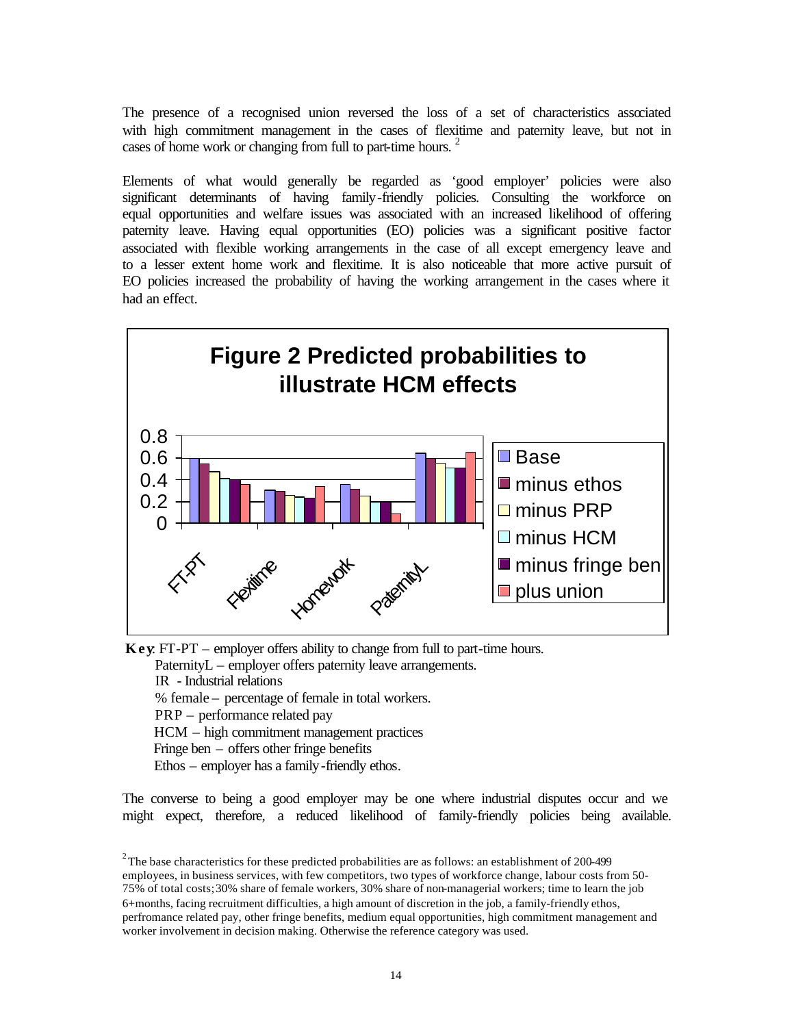The presence of a recognised union reversed the loss of a set of characteristics associated with high commitment management in the cases of flexitime and paternity leave, but not in cases of home work or changing from full to part-time hours. [2]

Elements of what would generally be regarded as 'good employer' policies were also significant determinants of having family-friendly policies. Consulting the workforce on equal opportunities and welfare issues was associated with an increased likelihood of offering paternity leave. Having equal opportunities (EO) policies was a significant positive factor associated with flexible working arrangements in the case of all except emergency leave and to a lesser extent home work and flexitime. It is also noticeable that more active pursuit of EO policies increased the probability of having the working arrangement in the cases where it had an effect.

**Figure 2 Predicted probabilities to illustrate HCM effects**

**Key**: FT-PT – employer offers ability to change from full to part-time hours.
PaternityL – employer offers paternity leave arrangements.
IR - Industrial relations
% female – percentage of female in total workers.
PRP – performance related pay
HCM – high commitment management practices
Fringe ben – offers other fringe benefits
Ethos – employer has a family-friendly ethos.

The converse to being a good employer may be one where industrial disputes occur and we might expect, therefore, a reduced likelihood of family-friendly policies being available.

[2] The base characteristics for these predicted probabilities are as follows: an establishment of 200-499 employees, in business services, with few competitors, two types of workforce change, labour costs from 50-75% of total costs; 30% share of female workers, 30% share of non-managerial workers; time to learn the job 6+months, facing recruitment difficulties, a high amount of discretion in the job, a family-friendly ethos, perfromance related pay, other fringe benefits, medium equal opportunities, high commitment management and worker involvement in decision making. Otherwise the reference category was used.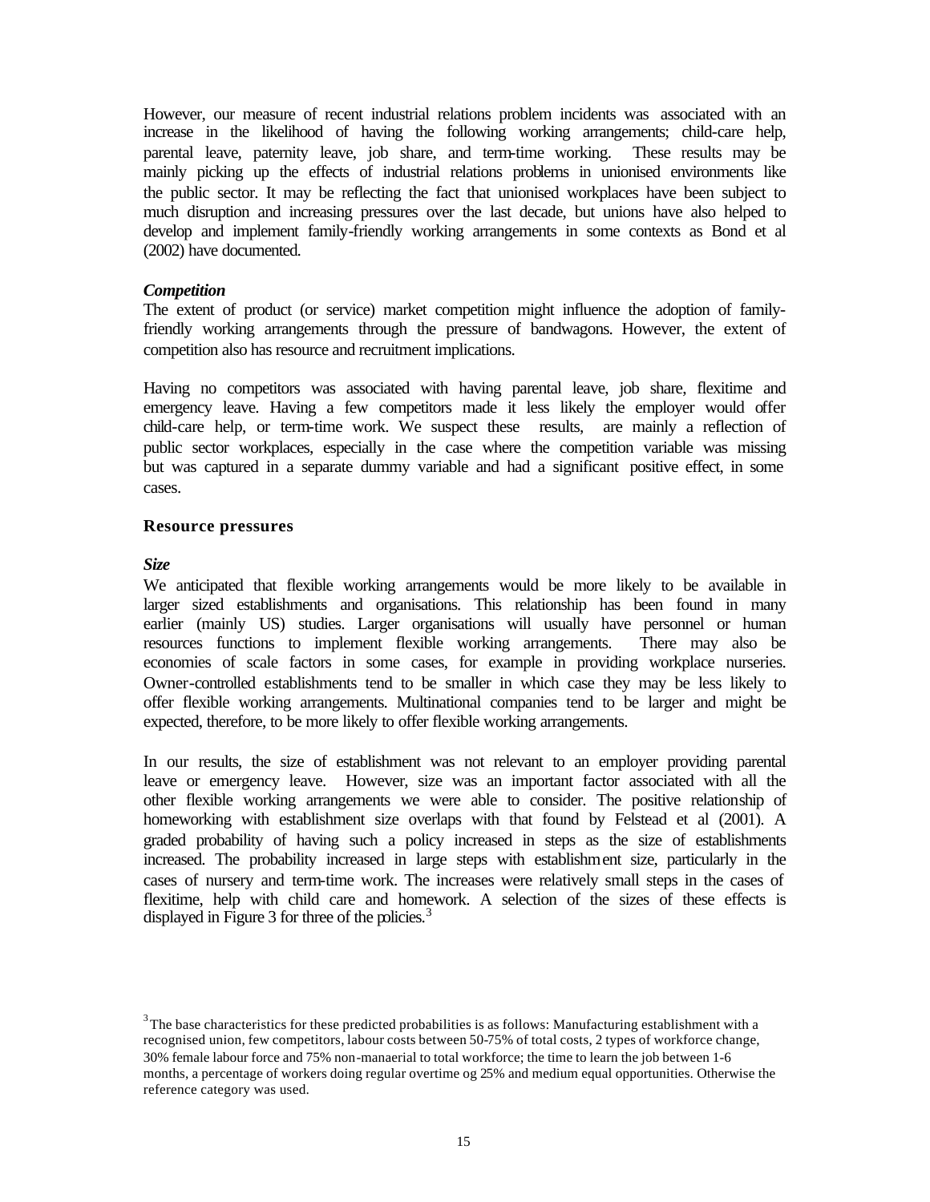However, our measure of recent industrial relations problem incidents was associated with an increase in the likelihood of having the following working arrangements; child-care help, parental leave, paternity leave, job share, and term-time working. These results may be mainly picking up the effects of industrial relations problems in unionised environments like the public sector. It may be reflecting the fact that unionised workplaces have been subject to much disruption and increasing pressures over the last decade, but unions have also helped to develop and implement family-friendly working arrangements in some contexts as Bond et al (2002) have documented.

***Competition***

The extent of product (or service) market competition might influence the adoption of family-friendly working arrangements through the pressure of bandwagons. However, the extent of competition also has resource and recruitment implications.

Having no competitors was associated with having parental leave, job share, flexitime and emergency leave. Having a few competitors made it less likely the employer would offer child-care help, or term-time work. We suspect these results, are mainly a reflection of public sector workplaces, especially in the case where the competition variable was missing but was captured in a separate dummy variable and had a significant positive effect, in some cases.

### Resource pressures

***Size***

We anticipated that flexible working arrangements would be more likely to be available in larger sized establishments and organisations. This relationship has been found in many earlier (mainly US) studies. Larger organisations will usually have personnel or human resources functions to implement flexible working arrangements. There may also be economies of scale factors in some cases, for example in providing workplace nurseries. Owner-controlled establishments tend to be smaller in which case they may be less likely to offer flexible working arrangements. Multinational companies tend to be larger and might be expected, therefore, to be more likely to offer flexible working arrangements.

In our results, the size of establishment was not relevant to an employer providing parental leave or emergency leave. However, size was an important factor associated with all the other flexible working arrangements we were able to consider. The positive relationship of homeworking with establishment size overlaps with that found by Felstead et al (2001). A graded probability of having such a policy increased in steps as the size of establishments increased. The probability increased in large steps with establishment size, particularly in the cases of nursery and term-time work. The increases were relatively small steps in the cases of flexitime, help with child care and homework. A selection of the sizes of these effects is displayed in Figure 3 for three of the policies.[3]

[3] The base characteristics for these predicted probabilities is as follows: Manufacturing establishment with a recognised union, few competitors, labour costs between 50-75% of total costs, 2 types of workforce change, 30% female labour force and 75% non-manaerial to total workforce; the time to learn the job between 1-6 months, a percentage of workers doing regular overtime og 25% and medium equal opportunities. Otherwise the reference category was used.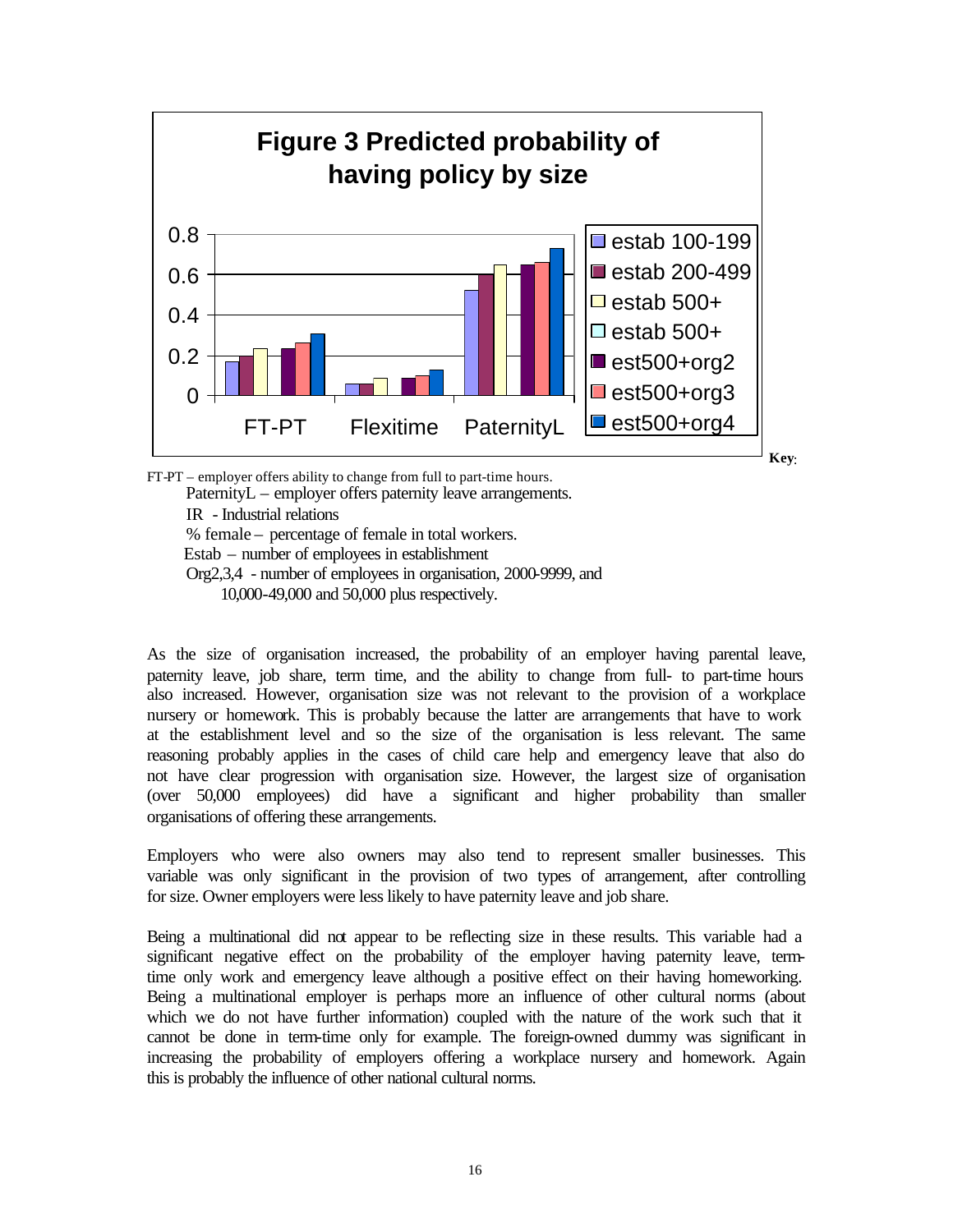**Figure 3 Predicted probability of having policy by size**

**Key**:

FT-PT – employer offers ability to change from full to part-time hours.

PaternityL – employer offers paternity leave arrangements.

IR - Industrial relations

% female – percentage of female in total workers.

Estab – number of employees in establishment

Org2,3,4 - number of employees in organisation, 2000-9999, and 10,000-49,000 and 50,000 plus respectively.

As the size of organisation increased, the probability of an employer having parental leave, paternity leave, job share, term time, and the ability to change from full- to part-time hours also increased. However, organisation size was not relevant to the provision of a workplace nursery or homework. This is probably because the latter are arrangements that have to work at the establishment level and so the size of the organisation is less relevant. The same reasoning probably applies in the cases of child care help and emergency leave that also do not have clear progression with organisation size. However, the largest size of organisation (over 50,000 employees) did have a significant and higher probability than smaller organisations of offering these arrangements.

Employers who were also owners may also tend to represent smaller businesses. This variable was only significant in the provision of two types of arrangement, after controlling for size. Owner employers were less likely to have paternity leave and job share.

Being a multinational did not appear to be reflecting size in these results. This variable had a significant negative effect on the probability of the employer having paternity leave, term-time only work and emergency leave although a positive effect on their having homeworking. Being a multinational employer is perhaps more an influence of other cultural norms (about which we do not have further information) coupled with the nature of the work such that it cannot be done in term-time only for example. The foreign-owned dummy was significant in increasing the probability of employers offering a workplace nursery and homework. Again this is probably the influence of other national cultural norms.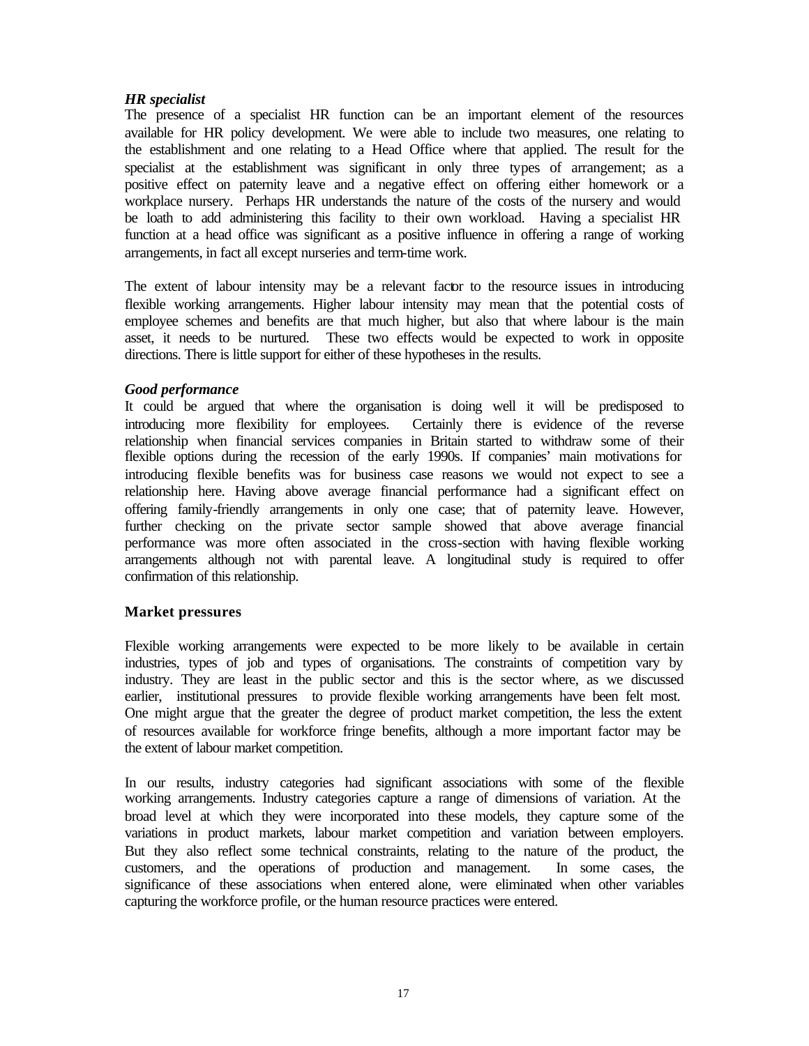***HR specialist***

The presence of a specialist HR function can be an important element of the resources available for HR policy development. We were able to include two measures, one relating to the establishment and one relating to a Head Office where that applied. The result for the specialist at the establishment was significant in only three types of arrangement; as a positive effect on paternity leave and a negative effect on offering either homework or a workplace nursery. Perhaps HR understands the nature of the costs of the nursery and would be loath to add administering this facility to their own workload. Having a specialist HR function at a head office was significant as a positive influence in offering a range of working arrangements, in fact all except nurseries and term-time work.

The extent of labour intensity may be a relevant factor to the resource issues in introducing flexible working arrangements. Higher labour intensity may mean that the potential costs of employee schemes and benefits are that much higher, but also that where labour is the main asset, it needs to be nurtured. These two effects would be expected to work in opposite directions. There is little support for either of these hypotheses in the results.

***Good performance***

It could be argued that where the organisation is doing well it will be predisposed to introducing more flexibility for employees. Certainly there is evidence of the reverse relationship when financial services companies in Britain started to withdraw some of their flexible options during the recession of the early 1990s. If companies' main motivations for introducing flexible benefits was for business case reasons we would not expect to see a relationship here. Having above average financial performance had a significant effect on offering family-friendly arrangements in only one case; that of paternity leave. However, further checking on the private sector sample showed that above average financial performance was more often associated in the cross-section with having flexible working arrangements although not with parental leave. A longitudinal study is required to offer confirmation of this relationship.

**Market pressures**

Flexible working arrangements were expected to be more likely to be available in certain industries, types of job and types of organisations. The constraints of competition vary by industry. They are least in the public sector and this is the sector where, as we discussed earlier, institutional pressures to provide flexible working arrangements have been felt most. One might argue that the greater the degree of product market competition, the less the extent of resources available for workforce fringe benefits, although a more important factor may be the extent of labour market competition.

In our results, industry categories had significant associations with some of the flexible working arrangements. Industry categories capture a range of dimensions of variation. At the broad level at which they were incorporated into these models, they capture some of the variations in product markets, labour market competition and variation between employers. But they also reflect some technical constraints, relating to the nature of the product, the customers, and the operations of production and management. In some cases, the significance of these associations when entered alone, were eliminated when other variables capturing the workforce profile, or the human resource practices were entered.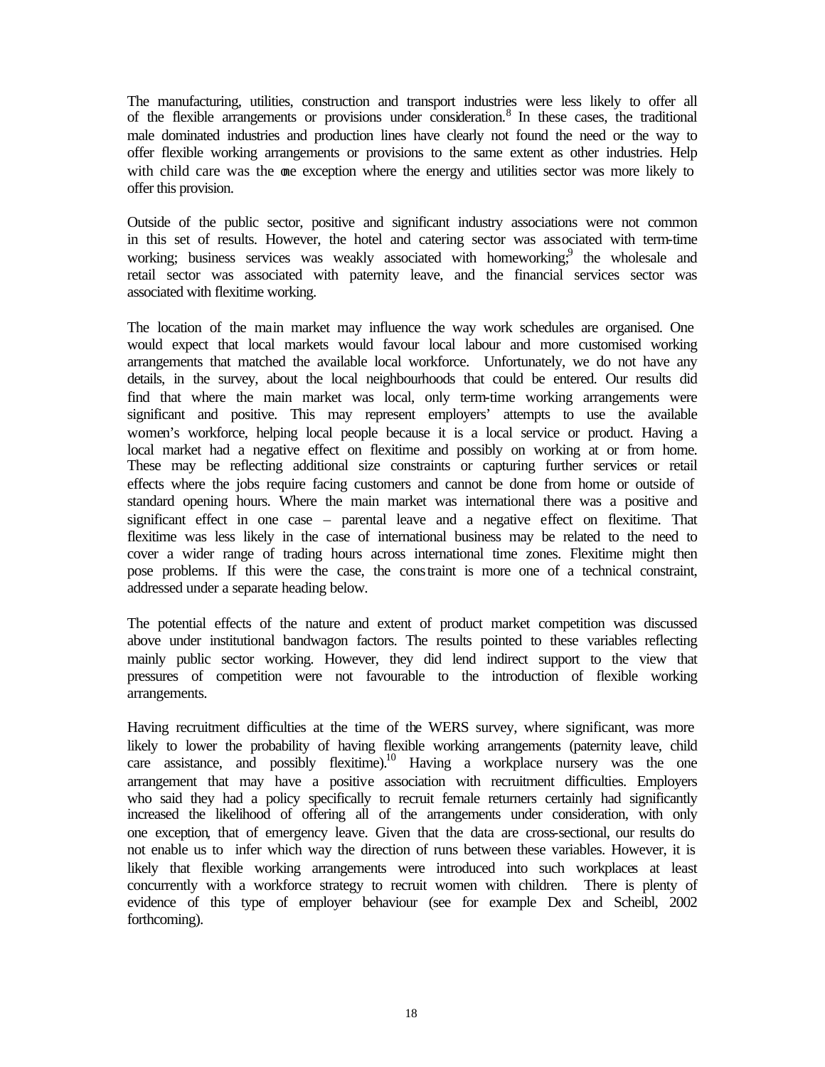The manufacturing, utilities, construction and transport industries were less likely to offer all of the flexible arrangements or provisions under consideration.[8] In these cases, the traditional male dominated industries and production lines have clearly not found the need or the way to offer flexible working arrangements or provisions to the same extent as other industries. Help with child care was the one exception where the energy and utilities sector was more likely to offer this provision.

Outside of the public sector, positive and significant industry associations were not common in this set of results. However, the hotel and catering sector was associated with term-time working; business services was weakly associated with homeworking;[9] the wholesale and retail sector was associated with paternity leave, and the financial services sector was associated with flexitime working.

The location of the main market may influence the way work schedules are organised. One would expect that local markets would favour local labour and more customised working arrangements that matched the available local workforce. Unfortunately, we do not have any details, in the survey, about the local neighbourhoods that could be entered. Our results did find that where the main market was local, only term-time working arrangements were significant and positive. This may represent employers' attempts to use the available women's workforce, helping local people because it is a local service or product. Having a local market had a negative effect on flexitime and possibly on working at or from home. These may be reflecting additional size constraints or capturing further services or retail effects where the jobs require facing customers and cannot be done from home or outside of standard opening hours. Where the main market was international there was a positive and significant effect in one case – parental leave and a negative effect on flexitime. That flexitime was less likely in the case of international business may be related to the need to cover a wider range of trading hours across international time zones. Flexitime might then pose problems. If this were the case, the constraint is more one of a technical constraint, addressed under a separate heading below.

The potential effects of the nature and extent of product market competition was discussed above under institutional bandwagon factors. The results pointed to these variables reflecting mainly public sector working. However, they did lend indirect support to the view that pressures of competition were not favourable to the introduction of flexible working arrangements.

Having recruitment difficulties at the time of the WERS survey, where significant, was more likely to lower the probability of having flexible working arrangements (paternity leave, child care assistance, and possibly flexitime).[10] Having a workplace nursery was the one arrangement that may have a positive association with recruitment difficulties. Employers who said they had a policy specifically to recruit female returners certainly had significantly increased the likelihood of offering all of the arrangements under consideration, with only one exception, that of emergency leave. Given that the data are cross-sectional, our results do not enable us to infer which way the direction of runs between these variables. However, it is likely that flexible working arrangements were introduced into such workplaces at least concurrently with a workforce strategy to recruit women with children. There is plenty of evidence of this type of employer behaviour (see for example Dex and Scheibl, 2002 forthcoming).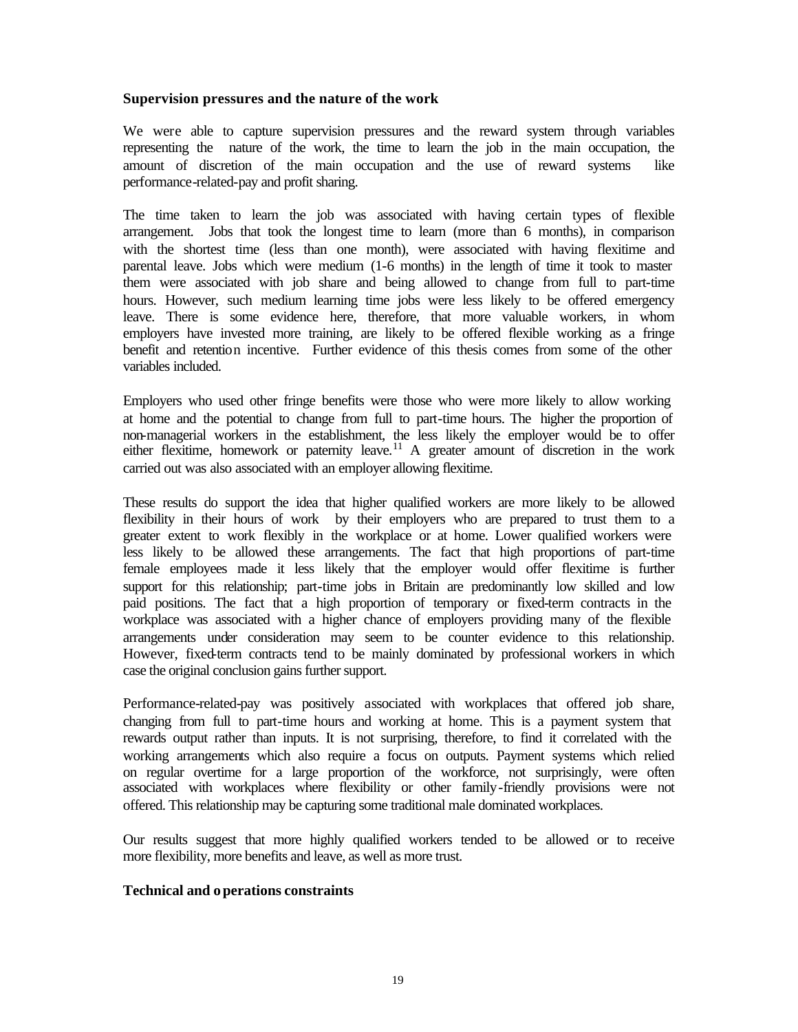**Supervision pressures and the nature of the work**

We were able to capture supervision pressures and the reward system through variables representing the nature of the work, the time to learn the job in the main occupation, the amount of discretion of the main occupation and the use of reward systems like performance-related-pay and profit sharing.

The time taken to learn the job was associated with having certain types of flexible arrangement. Jobs that took the longest time to learn (more than 6 months), in comparison with the shortest time (less than one month), were associated with having flexitime and parental leave. Jobs which were medium (1-6 months) in the length of time it took to master them were associated with job share and being allowed to change from full to part-time hours. However, such medium learning time jobs were less likely to be offered emergency leave. There is some evidence here, therefore, that more valuable workers, in whom employers have invested more training, are likely to be offered flexible working as a fringe benefit and retention incentive. Further evidence of this thesis comes from some of the other variables included.

Employers who used other fringe benefits were those who were more likely to allow working at home and the potential to change from full to part-time hours. The higher the proportion of non-managerial workers in the establishment, the less likely the employer would be to offer either flexitime, homework or paternity leave.[11] A greater amount of discretion in the work carried out was also associated with an employer allowing flexitime.

These results do support the idea that higher qualified workers are more likely to be allowed flexibility in their hours of work by their employers who are prepared to trust them to a greater extent to work flexibly in the workplace or at home. Lower qualified workers were less likely to be allowed these arrangements. The fact that high proportions of part-time female employees made it less likely that the employer would offer flexitime is further support for this relationship; part-time jobs in Britain are predominantly low skilled and low paid positions. The fact that a high proportion of temporary or fixed-term contracts in the workplace was associated with a higher chance of employers providing many of the flexible arrangements under consideration may seem to be counter evidence to this relationship. However, fixed-term contracts tend to be mainly dominated by professional workers in which case the original conclusion gains further support.

Performance-related-pay was positively associated with workplaces that offered job share, changing from full to part-time hours and working at home. This is a payment system that rewards output rather than inputs. It is not surprising, therefore, to find it correlated with the working arrangements which also require a focus on outputs. Payment systems which relied on regular overtime for a large proportion of the workforce, not surprisingly, were often associated with workplaces where flexibility or other family-friendly provisions were not offered. This relationship may be capturing some traditional male dominated workplaces.

Our results suggest that more highly qualified workers tended to be allowed or to receive more flexibility, more benefits and leave, as well as more trust.

**Technical and operations constraints**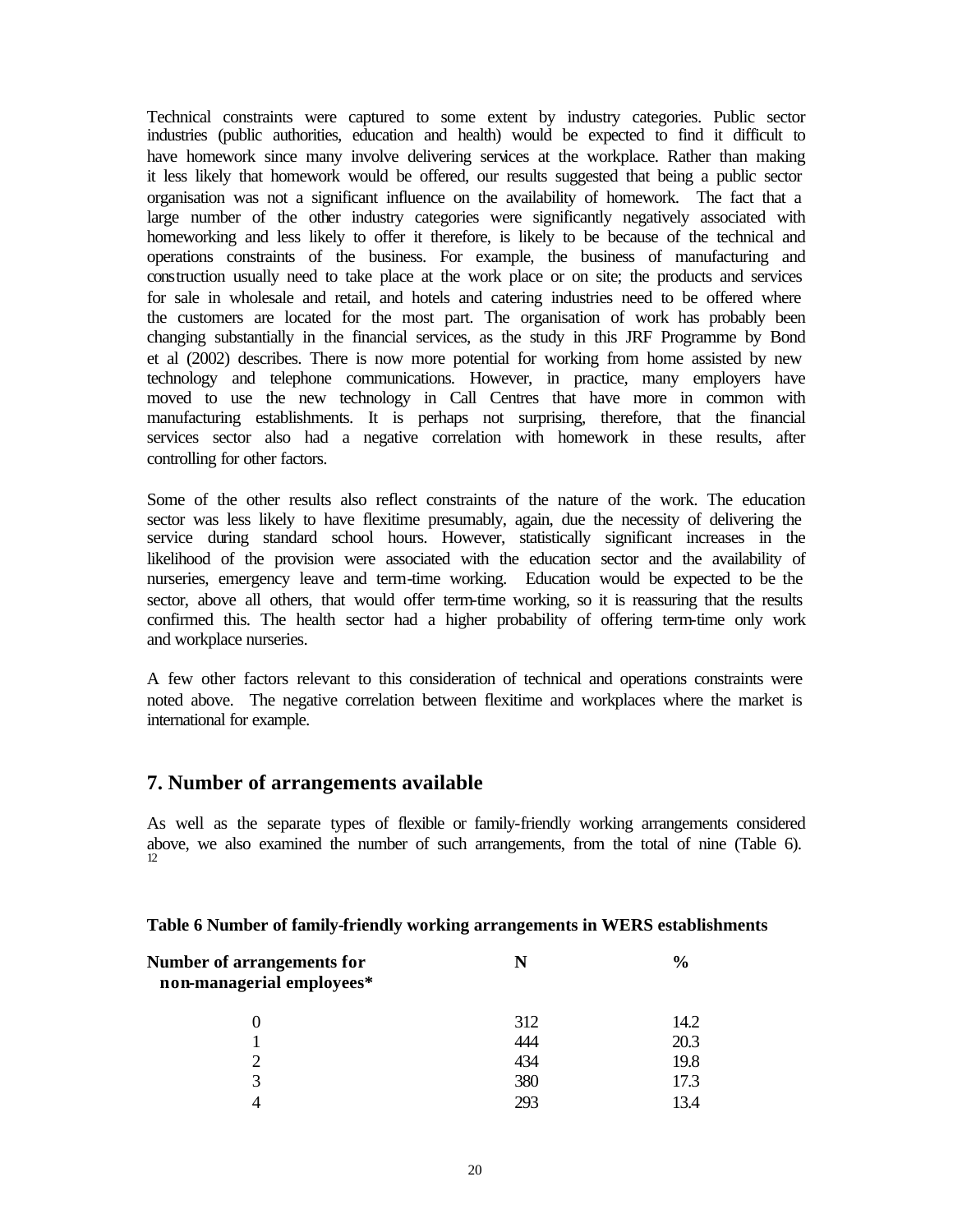Technical constraints were captured to some extent by industry categories. Public sector industries (public authorities, education and health) would be expected to find it difficult to have homework since many involve delivering services at the workplace. Rather than making it less likely that homework would be offered, our results suggested that being a public sector organisation was not a significant influence on the availability of homework. The fact that a large number of the other industry categories were significantly negatively associated with homeworking and less likely to offer it therefore, is likely to be because of the technical and operations constraints of the business. For example, the business of manufacturing and construction usually need to take place at the work place or on site; the products and services for sale in wholesale and retail, and hotels and catering industries need to be offered where the customers are located for the most part. The organisation of work has probably been changing substantially in the financial services, as the study in this JRF Programme by Bond et al (2002) describes. There is now more potential for working from home assisted by new technology and telephone communications. However, in practice, many employers have moved to use the new technology in Call Centres that have more in common with manufacturing establishments. It is perhaps not surprising, therefore, that the financial services sector also had a negative correlation with homework in these results, after controlling for other factors.

Some of the other results also reflect constraints of the nature of the work. The education sector was less likely to have flexitime presumably, again, due the necessity of delivering the service during standard school hours. However, statistically significant increases in the likelihood of the provision were associated with the education sector and the availability of nurseries, emergency leave and term-time working. Education would be expected to be the sector, above all others, that would offer term-time working, so it is reassuring that the results confirmed this. The health sector had a higher probability of offering term-time only work and workplace nurseries.

A few other factors relevant to this consideration of technical and operations constraints were noted above. The negative correlation between flexitime and workplaces where the market is international for example.

## 7. Number of arrangements available

As well as the separate types of flexible or family-friendly working arrangements considered above, we also examined the number of such arrangements, from the total of nine (Table 6).[12]

**Table 6 Number of family-friendly working arrangements in WERS establishments**

| Number of arrangements for non-managerial employees* | N | % |
|---|---|---|
| 0 | 312 | 14.2 |
| 1 | 444 | 20.3 |
| 2 | 434 | 19.8 |
| 3 | 380 | 17.3 |
| 4 | 293 | 13.4 |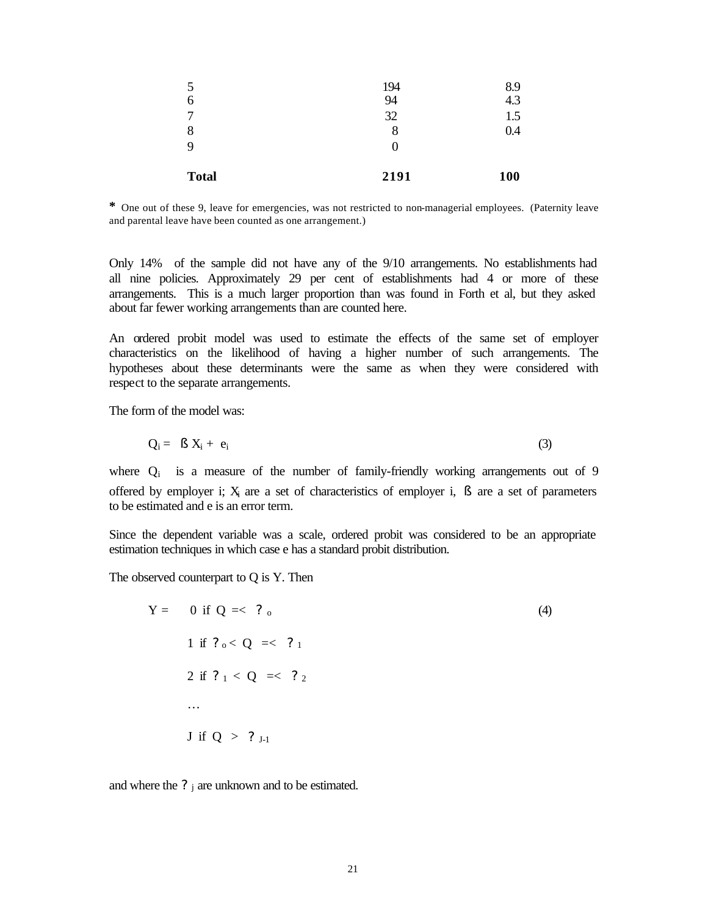| | | |
|---|---|---|
| 5 | 194 | 8.9 |
| 6 | 94 | 4.3 |
| 7 | 32 | 1.5 |
| 8 | 8 | 0.4 |
| 9 | 0 | |
| **Total** | **2191** | **100** |

* One out of these 9, leave for emergencies, was not restricted to non-managerial employees. (Paternity leave and parental leave have been counted as one arrangement.)

Only 14% of the sample did not have any of the 9/10 arrangements. No establishments had all nine policies. Approximately 29 per cent of establishments had 4 or more of these arrangements. This is a much larger proportion than was found in Forth et al, but they asked about far fewer working arrangements than are counted here.

An ordered probit model was used to estimate the effects of the same set of employer characteristics on the likelihood of having a higher number of such arrangements. The hypotheses about these determinants were the same as when they were considered with respect to the separate arrangements.

The form of the model was:

$$Q_i = \beta X_i + e_i \qquad (3)$$

where $Q_i$ is a measure of the number of family-friendly working arrangements out of 9 offered by employer i; $X_i$ are a set of characteristics of employer i, $\beta$ are a set of parameters to be estimated and e is an error term.

Since the dependent variable was a scale, ordered probit was considered to be an appropriate estimation techniques in which case e has a standard probit distribution.

The observed counterpart to Q is Y. Then

$$
\begin{aligned}
Y = \quad & 0 \text{ if } Q \leq \mu_0 \qquad (4)\\
& 1 \text{ if } \mu_0 < Q \leq \mu_1\\
& 2 \text{ if } \mu_1 < Q \leq \mu_2\\
& \ldots\\
& J \text{ if } Q > \mu_{J-1}
\end{aligned}
$$

and where the $\mu_j$ are unknown and to be estimated.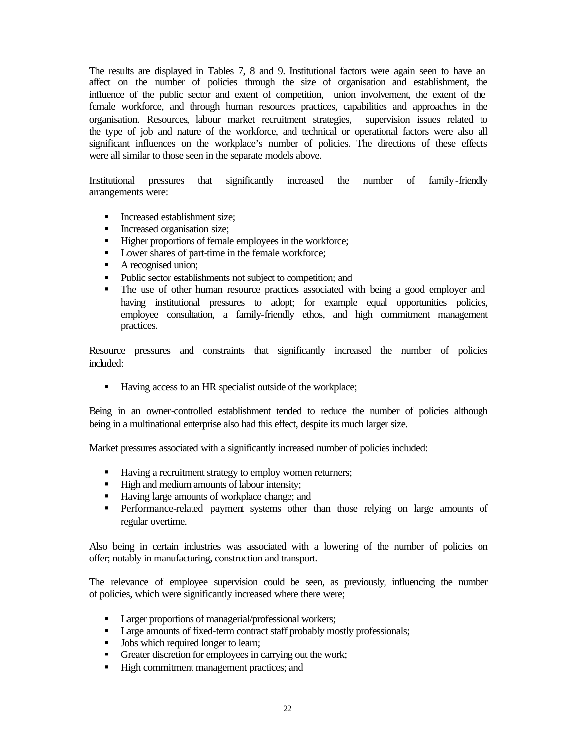The results are displayed in Tables 7, 8 and 9. Institutional factors were again seen to have an affect on the number of policies through the size of organisation and establishment, the influence of the public sector and extent of competition, union involvement, the extent of the female workforce, and through human resources practices, capabilities and approaches in the organisation. Resources, labour market recruitment strategies, supervision issues related to the type of job and nature of the workforce, and technical or operational factors were also all significant influences on the workplace's number of policies. The directions of these effects were all similar to those seen in the separate models above.

Institutional pressures that significantly increased the number of family-friendly arrangements were:

- Increased establishment size;
- Increased organisation size;
- Higher proportions of female employees in the workforce;
- Lower shares of part-time in the female workforce;
- A recognised union;
- Public sector establishments not subject to competition; and
- The use of other human resource practices associated with being a good employer and having institutional pressures to adopt; for example equal opportunities policies, employee consultation, a family-friendly ethos, and high commitment management practices.

Resource pressures and constraints that significantly increased the number of policies included:

- Having access to an HR specialist outside of the workplace;

Being in an owner-controlled establishment tended to reduce the number of policies although being in a multinational enterprise also had this effect, despite its much larger size.

Market pressures associated with a significantly increased number of policies included:

- Having a recruitment strategy to employ women returners;
- High and medium amounts of labour intensity;
- Having large amounts of workplace change; and
- Performance-related payment systems other than those relying on large amounts of regular overtime.

Also being in certain industries was associated with a lowering of the number of policies on offer; notably in manufacturing, construction and transport.

The relevance of employee supervision could be seen, as previously, influencing the number of policies, which were significantly increased where there were;

- Larger proportions of managerial/professional workers;
- Large amounts of fixed-term contract staff probably mostly professionals;
- Jobs which required longer to learn;
- Greater discretion for employees in carrying out the work;
- High commitment management practices; and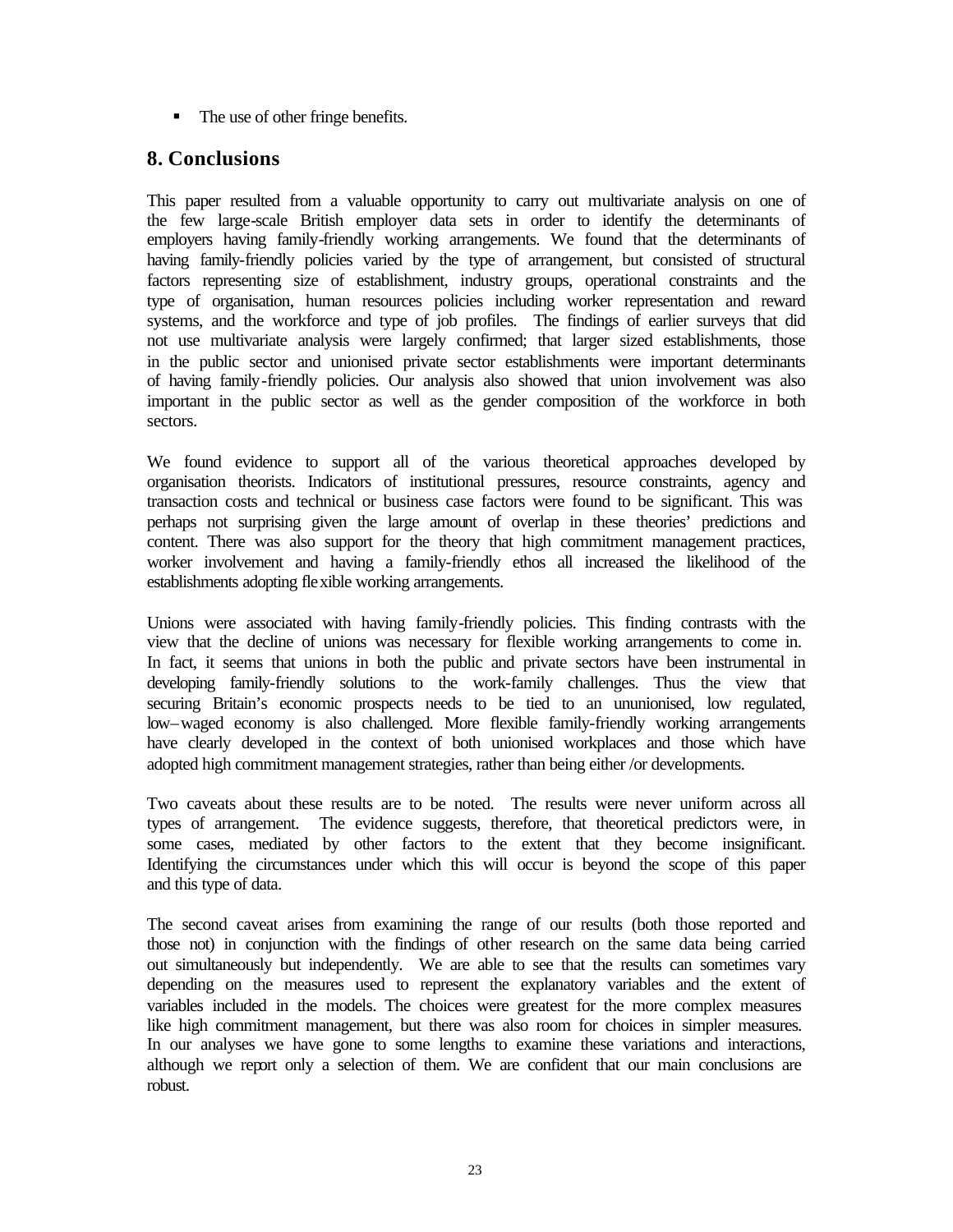- The use of other fringe benefits.

## 8. Conclusions

This paper resulted from a valuable opportunity to carry out multivariate analysis on one of the few large-scale British employer data sets in order to identify the determinants of employers having family-friendly working arrangements. We found that the determinants of having family-friendly policies varied by the type of arrangement, but consisted of structural factors representing size of establishment, industry groups, operational constraints and the type of organisation, human resources policies including worker representation and reward systems, and the workforce and type of job profiles. The findings of earlier surveys that did not use multivariate analysis were largely confirmed; that larger sized establishments, those in the public sector and unionised private sector establishments were important determinants of having family-friendly policies. Our analysis also showed that union involvement was also important in the public sector as well as the gender composition of the workforce in both sectors.

We found evidence to support all of the various theoretical approaches developed by organisation theorists. Indicators of institutional pressures, resource constraints, agency and transaction costs and technical or business case factors were found to be significant. This was perhaps not surprising given the large amount of overlap in these theories' predictions and content. There was also support for the theory that high commitment management practices, worker involvement and having a family-friendly ethos all increased the likelihood of the establishments adopting flexible working arrangements.

Unions were associated with having family-friendly policies. This finding contrasts with the view that the decline of unions was necessary for flexible working arrangements to come in. In fact, it seems that unions in both the public and private sectors have been instrumental in developing family-friendly solutions to the work-family challenges. Thus the view that securing Britain's economic prospects needs to be tied to an ununionised, low regulated, low–waged economy is also challenged. More flexible family-friendly working arrangements have clearly developed in the context of both unionised workplaces and those which have adopted high commitment management strategies, rather than being either /or developments.

Two caveats about these results are to be noted. The results were never uniform across all types of arrangement. The evidence suggests, therefore, that theoretical predictors were, in some cases, mediated by other factors to the extent that they become insignificant. Identifying the circumstances under which this will occur is beyond the scope of this paper and this type of data.

The second caveat arises from examining the range of our results (both those reported and those not) in conjunction with the findings of other research on the same data being carried out simultaneously but independently. We are able to see that the results can sometimes vary depending on the measures used to represent the explanatory variables and the extent of variables included in the models. The choices were greatest for the more complex measures like high commitment management, but there was also room for choices in simpler measures. In our analyses we have gone to some lengths to examine these variations and interactions, although we report only a selection of them. We are confident that our main conclusions are robust.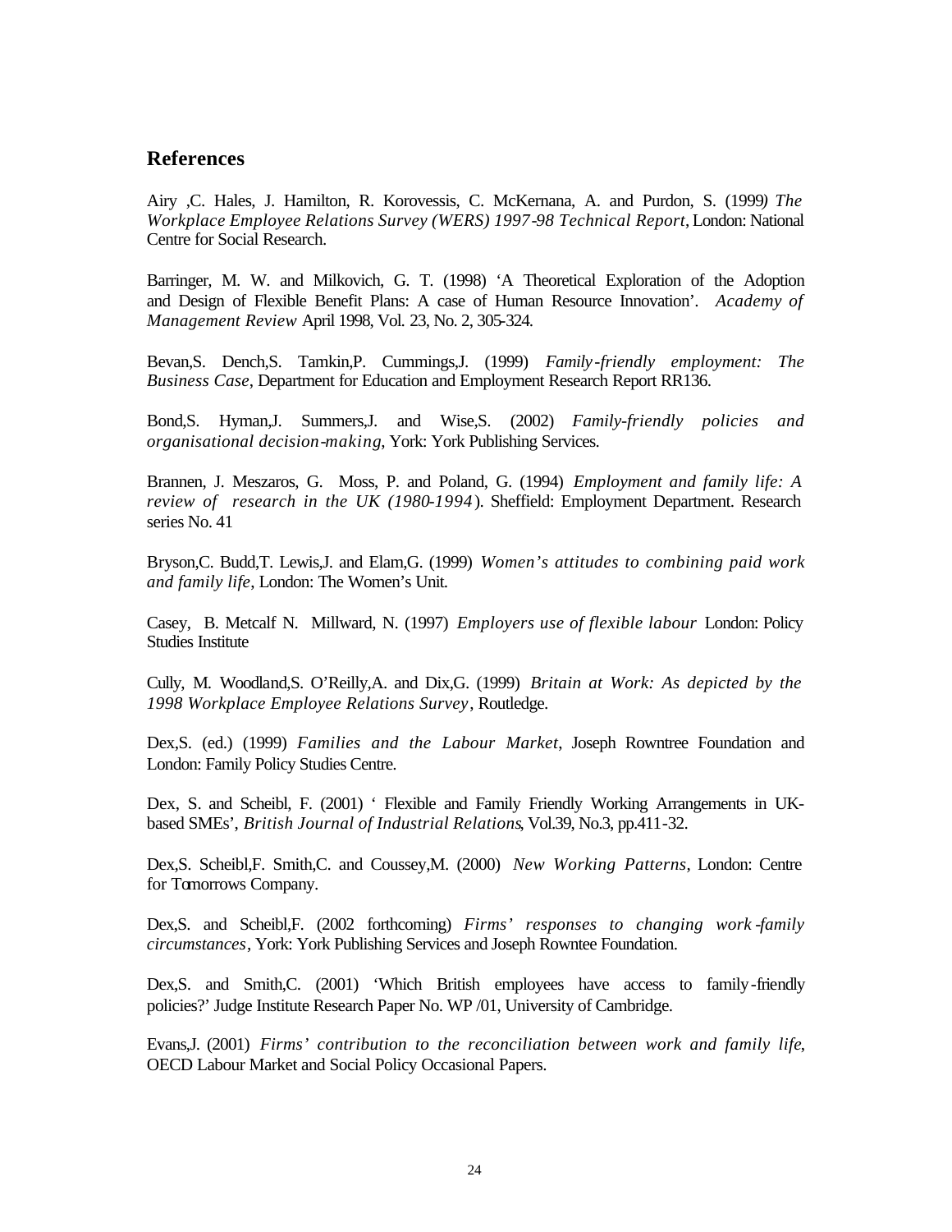## References

Airy ,C. Hales, J. Hamilton, R. Korovessis, C. McKernana, A. and Purdon, S. (1999) *The Workplace Employee Relations Survey (WERS) 1997-98 Technical Report*, London: National Centre for Social Research.

Barringer, M. W. and Milkovich, G. T. (1998) 'A Theoretical Exploration of the Adoption and Design of Flexible Benefit Plans: A case of Human Resource Innovation'. *Academy of Management Review* April 1998, Vol. 23, No. 2, 305-324.

Bevan,S. Dench,S. Tamkin,P. Cummings,J. (1999) *Family-friendly employment: The Business Case*, Department for Education and Employment Research Report RR136.

Bond,S. Hyman,J. Summers,J. and Wise,S. (2002) *Family-friendly policies and organisational decision-making*, York: York Publishing Services.

Brannen, J. Meszaros, G. Moss, P. and Poland, G. (1994) *Employment and family life: A review of research in the UK (1980-1994)*. Sheffield: Employment Department. Research series No. 41

Bryson,C. Budd,T. Lewis,J. and Elam,G. (1999) *Women's attitudes to combining paid work and family life*, London: The Women's Unit.

Casey, B. Metcalf N. Millward, N. (1997) *Employers use of flexible labour* London: Policy Studies Institute

Cully, M. Woodland,S. O'Reilly,A. and Dix,G. (1999) *Britain at Work: As depicted by the 1998 Workplace Employee Relations Survey*, Routledge.

Dex,S. (ed.) (1999) *Families and the Labour Market*, Joseph Rowntree Foundation and London: Family Policy Studies Centre.

Dex, S. and Scheibl, F. (2001) ' Flexible and Family Friendly Working Arrangements in UK-based SMEs', *British Journal of Industrial Relations*, Vol.39, No.3, pp.411-32.

Dex,S. Scheibl,F. Smith,C. and Coussey,M. (2000) *New Working Patterns*, London: Centre for Tomorrows Company.

Dex,S. and Scheibl,F. (2002 forthcoming) *Firms' responses to changing work-family circumstances*, York: York Publishing Services and Joseph Rowntee Foundation.

Dex,S. and Smith,C. (2001) 'Which British employees have access to family-friendly policies?' Judge Institute Research Paper No. WP /01, University of Cambridge.

Evans,J. (2001) *Firms' contribution to the reconciliation between work and family life*, OECD Labour Market and Social Policy Occasional Papers.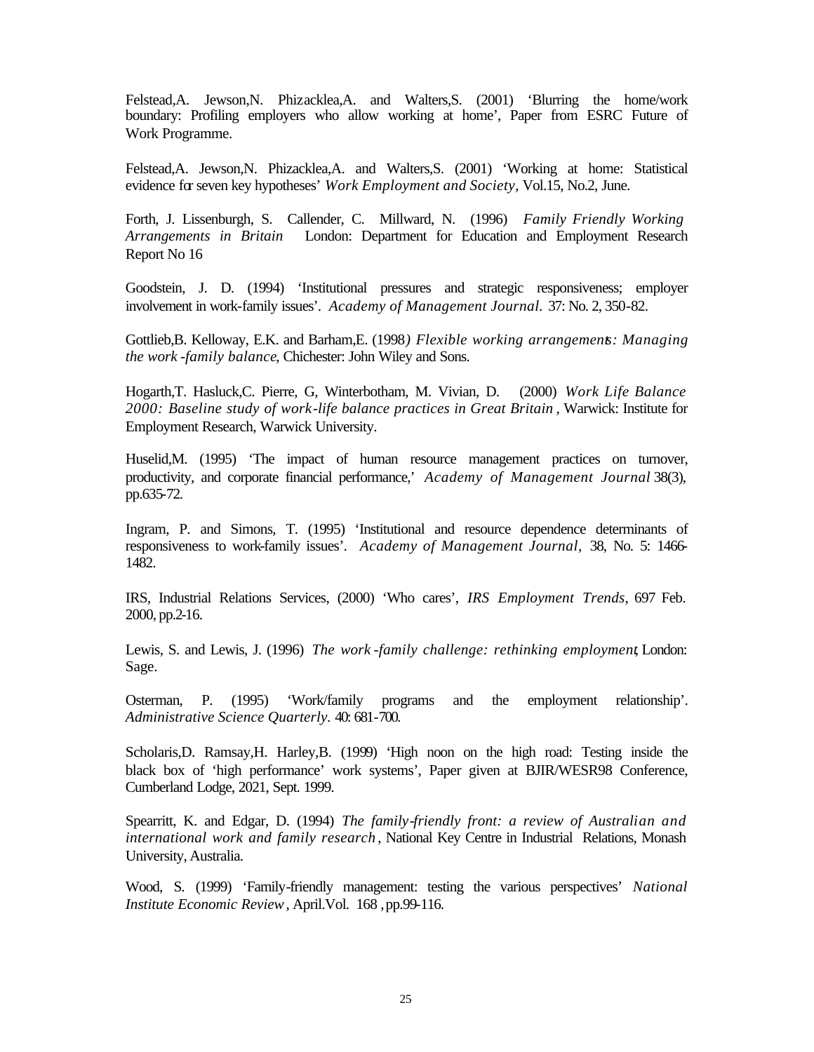Felstead,A. Jewson,N. Phizacklea,A. and Walters,S. (2001) 'Blurring the home/work boundary: Profiling employers who allow working at home', Paper from ESRC Future of Work Programme.

Felstead,A. Jewson,N. Phizacklea,A. and Walters,S. (2001) 'Working at home: Statistical evidence for seven key hypotheses' *Work Employment and Society*, Vol.15, No.2, June.

Forth, J. Lissenburgh, S. Callender, C. Millward, N. (1996) *Family Friendly Working Arrangements in Britain* London: Department for Education and Employment Research Report No 16

Goodstein, J. D. (1994) 'Institutional pressures and strategic responsiveness; employer involvement in work-family issues'. *Academy of Management Journal.* 37: No. 2, 350-82.

Gottlieb,B. Kelloway, E.K. and Barham,E. (1998*) Flexible working arrangements: Managing the work-family balance*, Chichester: John Wiley and Sons.

Hogarth,T. Hasluck,C. Pierre, G, Winterbotham, M. Vivian, D. (2000) *Work Life Balance 2000: Baseline study of work-life balance practices in Great Britain*, Warwick: Institute for Employment Research, Warwick University.

Huselid,M. (1995) 'The impact of human resource management practices on turnover, productivity, and corporate financial performance,' *Academy of Management Journal* 38(3), pp.635-72.

Ingram, P. and Simons, T. (1995) 'Institutional and resource dependence determinants of responsiveness to work-family issues'. *Academy of Management Journal,* 38, No. 5: 1466-1482.

IRS, Industrial Relations Services, (2000) 'Who cares', *IRS Employment Trends*, 697 Feb. 2000, pp.2-16.

Lewis, S. and Lewis, J. (1996) *The work-family challenge: rethinking employment*, London: Sage.

Osterman, P. (1995) 'Work/family programs and the employment relationship'. *Administrative Science Quarterly.* 40: 681-700.

Scholaris,D. Ramsay,H. Harley,B. (1999) 'High noon on the high road: Testing inside the black box of 'high performance' work systems', Paper given at BJIR/WESR98 Conference, Cumberland Lodge, 2021, Sept. 1999.

Spearritt, K. and Edgar, D. (1994) *The family-friendly front: a review of Australian and international work and family research*, National Key Centre in Industrial Relations, Monash University, Australia.

Wood, S. (1999) 'Family-friendly management: testing the various perspectives' *National Institute Economic Review*, April.Vol. 168 , pp.99-116.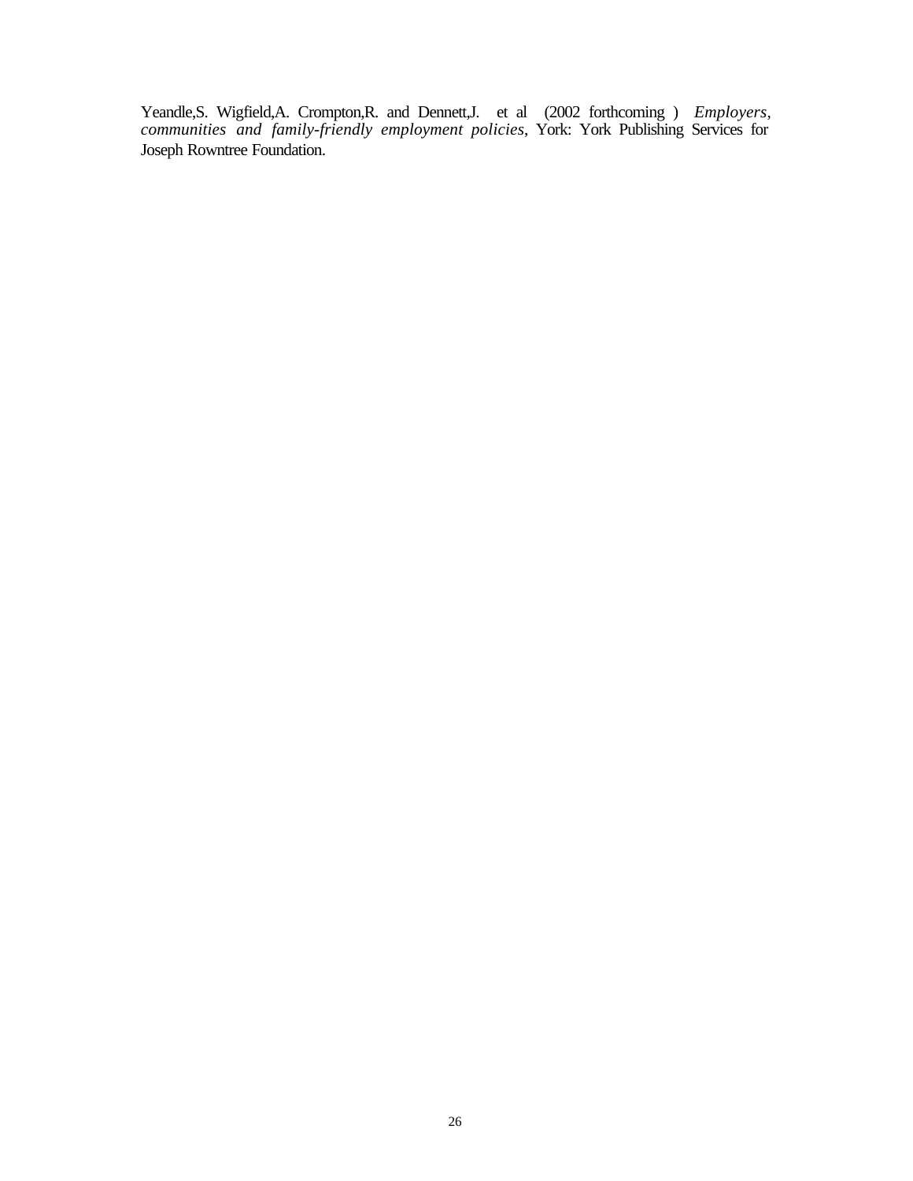Yeandle,S. Wigfield,A. Crompton,R. and Dennett,J. et al (2002 forthcoming ) *Employers, communities and family-friendly employment policies*, York: York Publishing Services for Joseph Rowntree Foundation.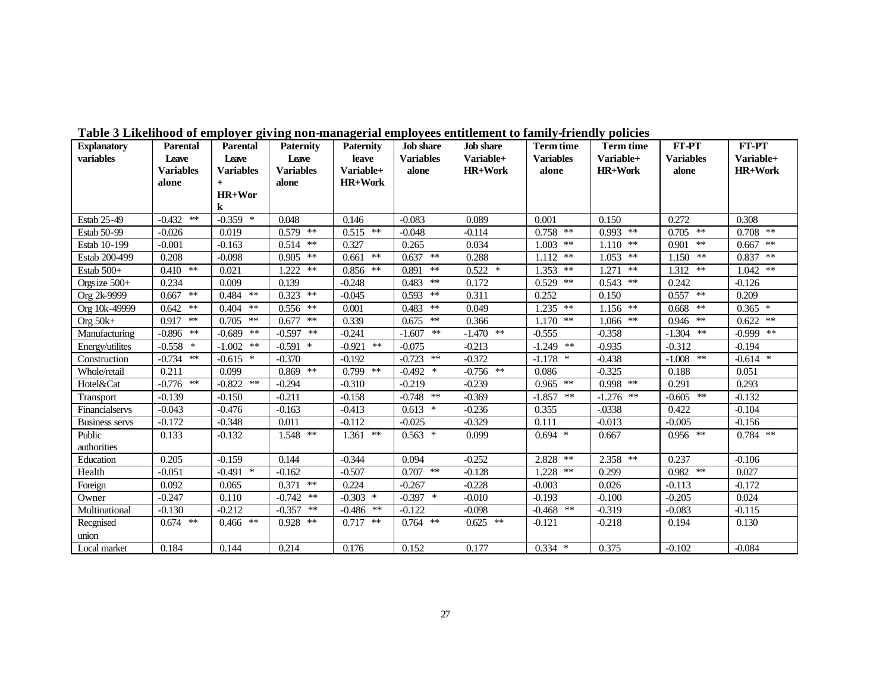**Table 3 Likelihood of employer giving non-managerial employees entitlement to family-friendly policies**

| Explanatory variables | Parental Leave Variables alone | Parental Leave Variables + HR+Work | Paternity Leave Variables alone | Paternity leave Variable+ HR+Work | Job share Variables alone | Job share Variable+ HR+Work | Term time Variables alone | Term time Variable+ HR+Work | FT-PT Variables alone | FT-PT Variable+ HR+Work |
|---|---|---|---|---|---|---|---|---|---|---|
| Estab 25-49 | -0.432 ** | -0.359 * | 0.048 | 0.146 | -0.083 | 0.089 | 0.001 | 0.150 | 0.272 | 0.308 |
| Estab 50-99 | -0.026 | 0.019 | 0.579 ** | 0.515 ** | -0.048 | -0.114 | 0.758 ** | 0.993 ** | 0.705 ** | 0.708 ** |
| Estab 10-199 | -0.001 | -0.163 | 0.514 ** | 0.327 | 0.265 | 0.034 | 1.003 ** | 1.110 ** | 0.901 ** | 0.667 ** |
| Estab 200-499 | 0.208 | -0.098 | 0.905 ** | 0.661 ** | 0.637 ** | 0.288 | 1.112 ** | 1.053 ** | 1.150 ** | 0.837 ** |
| Estab 500+ | 0.410 ** | 0.021 | 1.222 ** | 0.856 ** | 0.891 ** | 0.522 * | 1.353 ** | 1.271 ** | 1.312 ** | 1.042 ** |
| Orgsize 500+ | 0.234 | 0.009 | 0.139 | -0.248 | 0.483 ** | 0.172 | 0.529 ** | 0.543 ** | 0.242 | -0.126 |
| Org 2k-9999 | 0.667 ** | 0.484 ** | 0.323 ** | -0.045 | 0.593 ** | 0.311 | 0.252 | 0.150 | 0.557 ** | 0.209 |
| Org 10k-49999 | 0.642 ** | 0.404 ** | 0.556 ** | 0.001 | 0.483 ** | 0.049 | 1.235 ** | 1.156 ** | 0.668 ** | 0.365 * |
| Org 50k+ | 0.917 ** | 0.705 ** | 0.677 ** | 0.339 | 0.675 ** | 0.366 | 1.170 ** | 1.066 ** | 0.946 ** | 0.622 ** |
| Manufacturing | -0.896 ** | -0.689 ** | -0.597 ** | -0.241 | -1.607 ** | -1.470 ** | -0.555 | -0.358 | -1.304 ** | -0.999 ** |
| Energy/utilites | -0.558 * | -1.002 ** | -0.591 * | -0.921 ** | -0.075 | -0.213 | -1.249 ** | -0.935 | -0.312 | -0.194 |
| Construction | -0.734 ** | -0.615 * | -0.370 | -0.192 | -0.723 ** | -0.372 | -1.178 * | -0.438 | -1.008 ** | -0.614 * |
| Whole/retail | 0.211 | 0.099 | 0.869 ** | 0.799 ** | -0.492 * | -0.756 ** | 0.086 | -0.325 | 0.188 | 0.051 |
| Hotel&Cat | -0.776 ** | -0.822 ** | -0.294 | -0.310 | -0.219 | -0.239 | 0.965 ** | 0.998 ** | 0.291 | 0.293 |
| Transport | -0.139 | -0.150 | -0.211 | -0.158 | -0.748 ** | -0.369 | -1.857 ** | -1.276 ** | -0.605 ** | -0.132 |
| Financialservs | -0.043 | -0.476 | -0.163 | -0.413 | 0.613 * | -0.236 | 0.355 | -.0338 | 0.422 | -0.104 |
| Business servs | -0.172 | -0.348 | 0.011 | -0.112 | -0.025 | -0.329 | 0.111 | -0.013 | -0.005 | -0.156 |
| Public authorities | 0.133 | -0.132 | 1.548 ** | 1.361 ** | 0.563 * | 0.099 | 0.694 * | 0.667 | 0.956 ** | 0.784 ** |
| Education | 0.205 | -0.159 | 0.144 | -0.344 | 0.094 | -0.252 | 2.828 ** | 2.358 ** | 0.237 | -0.106 |
| Health | -0.051 | -0.491 * | -0.162 | -0.507 | 0.707 ** | -0.128 | 1.228 ** | 0.299 | 0.982 ** | 0.027 |
| Foreign | 0.092 | 0.065 | 0.371 ** | 0.224 | -0.267 | -0.228 | -0.003 | 0.026 | -0.113 | -0.172 |
| Owner | -0.247 | 0.110 | -0.742 ** | -0.303 * | -0.397 * | -0.010 | -0.193 | -0.100 | -0.205 | 0.024 |
| Multinational | -0.130 | -0.212 | -0.357 ** | -0.486 ** | -0.122 | -0.098 | -0.468 ** | -0.319 | -0.083 | -0.115 |
| Recgnised union | 0.674 ** | 0.466 ** | 0.928 ** | 0.717 ** | 0.764 ** | 0.625 ** | -0.121 | -0.218 | 0.194 | 0.130 |
| Local market | 0.184 | 0.144 | 0.214 | 0.176 | 0.152 | 0.177 | 0.334 * | 0.375 | -0.102 | -0.084 |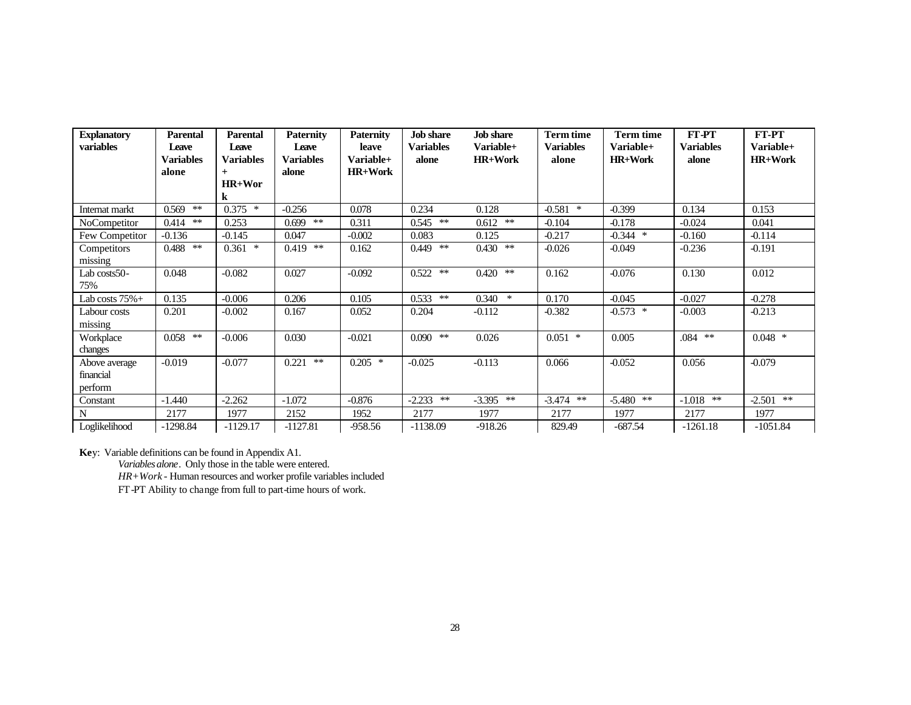| Explanatory variables | Parental Leave Variables alone | Parental Leave Variables + HR+Work | Paternity Leave Variables alone | Paternity leave Variable+ HR+Work | Job share Variables alone | Job share Variable+ HR+Work | Term time Variables alone | Term time Variable+ HR+Work | FT-PT Variables alone | FT-PT Variable+ HR+Work |
|---|---|---|---|---|---|---|---|---|---|---|
| Internat markt | 0.569 ** | 0.375 * | -0.256 | 0.078 | 0.234 | 0.128 | -0.581 * | -0.399 | 0.134 | 0.153 |
| NoCompetitor | 0.414 ** | 0.253 | 0.699 ** | 0.311 | 0.545 ** | 0.612 ** | -0.104 | -0.178 | -0.024 | 0.041 |
| Few Competitor | -0.136 | -0.145 | 0.047 | -0.002 | 0.083 | 0.125 | -0.217 | -0.344 * | -0.160 | -0.114 |
| Competitors missing | 0.488 ** | 0.361 * | 0.419 ** | 0.162 | 0.449 ** | 0.430 ** | -0.026 | -0.049 | -0.236 | -0.191 |
| Lab costs50-75% | 0.048 | -0.082 | 0.027 | -0.092 | 0.522 ** | 0.420 ** | 0.162 | -0.076 | 0.130 | 0.012 |
| Lab costs 75%+ | 0.135 | -0.006 | 0.206 | 0.105 | 0.533 ** | 0.340 * | 0.170 | -0.045 | -0.027 | -0.278 |
| Labour costs missing | 0.201 | -0.002 | 0.167 | 0.052 | 0.204 | -0.112 | -0.382 | -0.573 * | -0.003 | -0.213 |
| Workplace changes | 0.058 ** | -0.006 | 0.030 | -0.021 | 0.090 ** | 0.026 | 0.051 * | 0.005 | .084 ** | 0.048 * |
| Above average financial perform | -0.019 | -0.077 | 0.221 ** | 0.205 * | -0.025 | -0.113 | 0.066 | -0.052 | 0.056 | -0.079 |
| Constant | -1.440 | -2.262 | -1.072 | -0.876 | -2.233 ** | -3.395 ** | -3.474 ** | -5.480 ** | -1.018 ** | -2.501 ** |
| N | 2177 | 1977 | 2152 | 1952 | 2177 | 1977 | 2177 | 1977 | 2177 | 1977 |
| Loglikelihood | -1298.84 | -1129.17 | -1127.81 | -958.56 | -1138.09 | -918.26 | 829.49 | -687.54 | -1261.18 | -1051.84 |

**Key**: Variable definitions can be found in Appendix A1.

*Variables alone*. Only those in the table were entered.

*HR+Work* - Human resources and worker profile variables included

FT-PT Ability to change from full to part-time hours of work.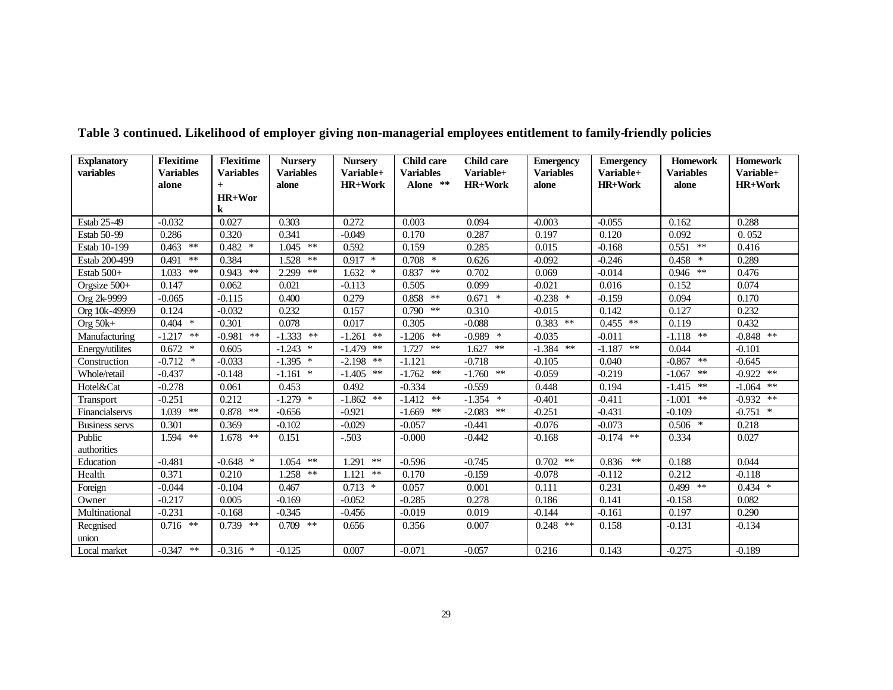**Table 3 continued. Likelihood of employer giving non-managerial employees entitlement to family-friendly policies**

| Explanatory variables | Flexitime Variables alone | Flexitime Variables + HR+Work | Nursery Variables alone | Nursery Variable+ HR+Work | Child care Variables Alone ** | Child care Variable+ HR+Work | Emergency Variables alone | Emergency Variable+ HR+Work | Homework Variables alone | Homework Variable+ HR+Work |
|---|---|---|---|---|---|---|---|---|---|---|
| Estab 25-49 | -0.032 | 0.027 | 0.303 | 0.272 | 0.003 | 0.094 | -0.003 | -0.055 | 0.162 | 0.288 |
| Estab 50-99 | 0.286 | 0.320 | 0.341 | -0.049 | 0.170 | 0.287 | 0.197 | 0.120 | 0.092 | 0. 052 |
| Estab 10-199 | 0.463 ** | 0.482 * | 1.045 ** | 0.592 | 0.159 | 0.285 | 0.015 | -0.168 | 0.551 ** | 0.416 |
| Estab 200-499 | 0.491 ** | 0.384 | 1.528 ** | 0.917 * | 0.708 * | 0.626 | -0.092 | -0.246 | 0.458 * | 0.289 |
| Estab 500+ | 1.033 ** | 0.943 ** | 2.299 ** | 1.632 * | 0.837 ** | 0.702 | 0.069 | -0.014 | 0.946 ** | 0.476 |
| Orgsize 500+ | 0.147 | 0.062 | 0.021 | -0.113 | 0.505 | 0.099 | -0.021 | 0.016 | 0.152 | 0.074 |
| Org 2k-9999 | -0.065 | -0.115 | 0.400 | 0.279 | 0.858 ** | 0.671 * | -0.238 * | -0.159 | 0.094 | 0.170 |
| Org 10k-49999 | 0.124 | -0.032 | 0.232 | 0.157 | 0.790 ** | 0.310 | -0.015 | 0.142 | 0.127 | 0.232 |
| Org 50k+ | 0.404 * | 0.301 | 0.078 | 0.017 | 0.305 | -0.088 | 0.383 ** | 0.455 ** | 0.119 | 0.432 |
| Manufacturing | -1.217 ** | -0.981 ** | -1.333 ** | -1.261 ** | -1.206 ** | -0.989 * | -0.035 | -0.011 | -1.118 ** | -0.848 ** |
| Energy/utilites | 0.672 * | 0.605 | -1.243 * | -1.479 ** | 1.727 ** | 1.627 ** | -1.384 ** | -1.187 ** | 0.044 | -0.101 |
| Construction | -0.712 * | -0.033 | -1.395 * | -2.198 ** | -1.121 | -0.718 | -0.105 | 0.040 | -0.867 ** | -0.645 |
| Whole/retail | -0.437 | -0.148 | -1.161 * | -1.405 ** | -1.762 ** | -1.760 ** | -0.059 | -0.219 | -1.067 ** | -0.922 ** |
| Hotel&Cat | -0.278 | 0.061 | 0.453 | 0.492 | -0.334 | -0.559 | 0.448 | 0.194 | -1.415 ** | -1.064 ** |
| Transport | -0.251 | 0.212 | -1.279 * | -1.862 ** | -1.412 ** | -1.354 * | -0.401 | -0.411 | -1.001 ** | -0.932 ** |
| Financialservs | 1.039 ** | 0.878 ** | -0.656 | -0.921 | -1.669 ** | -2.083 ** | -0.251 | -0.431 | -0.109 | -0.751 * |
| Business servs | 0.301 | 0.369 | -0.102 | -0.029 | -0.057 | -0.441 | -0.076 | -0.073 | 0.506 * | 0.218 |
| Public authorities | 1.594 ** | 1.678 ** | 0.151 | -.503 | -0.000 | -0.442 | -0.168 | -0.174 ** | 0.334 | 0.027 |
| Education | -0.481 | -0.648 * | 1.054 ** | 1.291 ** | -0.596 | -0.745 | 0.702 ** | 0.836 ** | 0.188 | 0.044 |
| Health | 0.371 | 0.210 | 1.258 ** | 1.121 ** | 0.170 | -0.159 | -0.078 | -0.112 | 0.212 | -0.118 |
| Foreign | -0.044 | -0.104 | 0.467 | 0.713 * | 0.057 | 0.001 | 0.111 | 0.231 | 0.499 ** | 0.434 * |
| Owner | -0.217 | 0.005 | -0.169 | -0.052 | -0.285 | 0.278 | 0.186 | 0.141 | -0.158 | 0.082 |
| Multinational | -0.231 | -0.168 | -0.345 | -0.456 | -0.019 | 0.019 | -0.144 | -0.161 | 0.197 | 0.290 |
| Recgnised union | 0.716 ** | 0.739 ** | 0.709 ** | 0.656 | 0.356 | 0.007 | 0.248 ** | 0.158 | -0.131 | -0.134 |
| Local market | -0.347 ** | -0.316 * | -0.125 | 0.007 | -0.071 | -0.057 | 0.216 | 0.143 | -0.275 | -0.189 |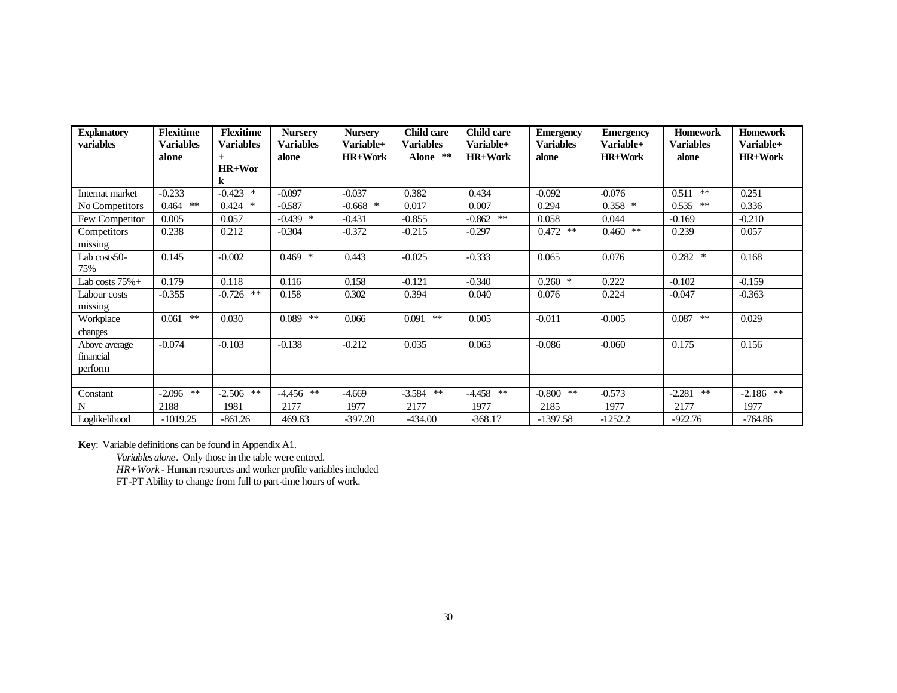| Explanatory variables | Flexitime Variables alone | Flexitime Variables + HR+Work | Nursery Variables alone | Nursery Variable+ HR+Work | Child care Variables Alone ** | Child care Variable+ HR+Work | Emergency Variables alone | Emergency Variable+ HR+Work | Homework Variables alone | Homework Variable+ HR+Work |
|---|---|---|---|---|---|---|---|---|---|---|
| Internat market | -0.233 | -0.423 * | -0.097 | -0.037 | 0.382 | 0.434 | -0.092 | -0.076 | 0.511 ** | 0.251 |
| No Competitors | 0.464 ** | 0.424 * | -0.587 | -0.668 * | 0.017 | 0.007 | 0.294 | 0.358 * | 0.535 ** | 0.336 |
| Few Competitor | 0.005 | 0.057 | -0.439 * | -0.431 | -0.855 | -0.862 ** | 0.058 | 0.044 | -0.169 | -0.210 |
| Competitors missing | 0.238 | 0.212 | -0.304 | -0.372 | -0.215 | -0.297 | 0.472 ** | 0.460 ** | 0.239 | 0.057 |
| Lab costs50-75% | 0.145 | -0.002 | 0.469 * | 0.443 | -0.025 | -0.333 | 0.065 | 0.076 | 0.282 * | 0.168 |
| Lab costs 75%+ | 0.179 | 0.118 | 0.116 | 0.158 | -0.121 | -0.340 | 0.260 * | 0.222 | -0.102 | -0.159 |
| Labour costs missing | -0.355 | -0.726 ** | 0.158 | 0.302 | 0.394 | 0.040 | 0.076 | 0.224 | -0.047 | -0.363 |
| Workplace changes | 0.061 ** | 0.030 | 0.089 ** | 0.066 | 0.091 ** | 0.005 | -0.011 | -0.005 | 0.087 ** | 0.029 |
| Above average financial perform | -0.074 | -0.103 | -0.138 | -0.212 | 0.035 | 0.063 | -0.086 | -0.060 | 0.175 | 0.156 |
| | | | | | | | | | | |
| Constant | -2.096 ** | -2.506 ** | -4.456 ** | -4.669 | -3.584 ** | -4.458 ** | -0.800 ** | -0.573 | -2.281 ** | -2.186 ** |
| N | 2188 | 1981 | 2177 | 1977 | 2177 | 1977 | 2185 | 1977 | 2177 | 1977 |
| Loglikelihood | -1019.25 | -861.26 | 469.63 | -397.20 | -434.00 | -368.17 | -1397.58 | -1252.2 | -922.76 | -764.86 |

**Key**: Variable definitions can be found in Appendix A1.

*Variables alone*. Only those in the table were entered.

*HR+Work* - Human resources and worker profile variables included

FT-PT Ability to change from full to part-time hours of work.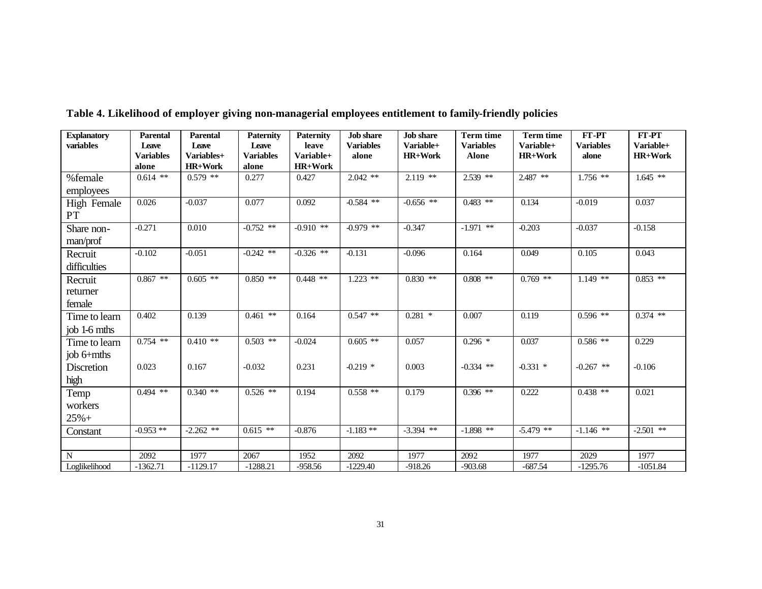**Table 4. Likelihood of employer giving non-managerial employees entitlement to family-friendly policies**

| Explanatory variables | Parental Leave Variables alone | Parental Leave Variables+ HR+Work | Paternity Leave Variables alone | Paternity leave Variable+ HR+Work | Job share Variables alone | Job share Variable+ HR+Work | Term time Variables Alone | Term time Variable+ HR+Work | FT-PT Variables alone | FT-PT Variable+ HR+Work |
|---|---|---|---|---|---|---|---|---|---|---|
| %female employees | 0.614 ** | 0.579 ** | 0.277 | 0.427 | 2.042 ** | 2.119 ** | 2.539 ** | 2.487 ** | 1.756 ** | 1.645 ** |
| High Female PT | 0.026 | -0.037 | 0.077 | 0.092 | -0.584 ** | -0.656 ** | 0.483 ** | 0.134 | -0.019 | 0.037 |
| Share non-man/prof | -0.271 | 0.010 | -0.752 ** | -0.910 ** | -0.979 ** | -0.347 | -1.971 ** | -0.203 | -0.037 | -0.158 |
| Recruit difficulties | -0.102 | -0.051 | -0.242 ** | -0.326 ** | -0.131 | -0.096 | 0.164 | 0.049 | 0.105 | 0.043 |
| Recruit returner female | 0.867 ** | 0.605 ** | 0.850 ** | 0.448 ** | 1.223 ** | 0.830 ** | 0.808 ** | 0.769 ** | 1.149 ** | 0.853 ** |
| Time to learn job 1-6 mths | 0.402 | 0.139 | 0.461 ** | 0.164 | 0.547 ** | 0.281 * | 0.007 | 0.119 | 0.596 ** | 0.374 ** |
| Time to learn job 6+mths | 0.754 ** | 0.410 ** | 0.503 ** | -0.024 | 0.605 ** | 0.057 | 0.296 * | 0.037 | 0.586 ** | 0.229 |
| Discretion high | 0.023 | 0.167 | -0.032 | 0.231 | -0.219 * | 0.003 | -0.334 ** | -0.331 * | -0.267 ** | -0.106 |
| Temp workers 25%+ | 0.494 ** | 0.340 ** | 0.526 ** | 0.194 | 0.558 ** | 0.179 | 0.396 ** | 0.222 | 0.438 ** | 0.021 |
| Constant | -0.953 ** | -2.262 ** | 0.615 ** | -0.876 | -1.183 ** | -3.394 ** | -1.898 ** | -5.479 ** | -1.146 ** | -2.501 ** |
| | | | | | | | | | | |
| N | 2092 | 1977 | 2067 | 1952 | 2092 | 1977 | 2092 | 1977 | 2029 | 1977 |
| Loglikelihood | -1362.71 | -1129.17 | -1288.21 | -958.56 | -1229.40 | -918.26 | -903.68 | -687.54 | -1295.76 | -1051.84 |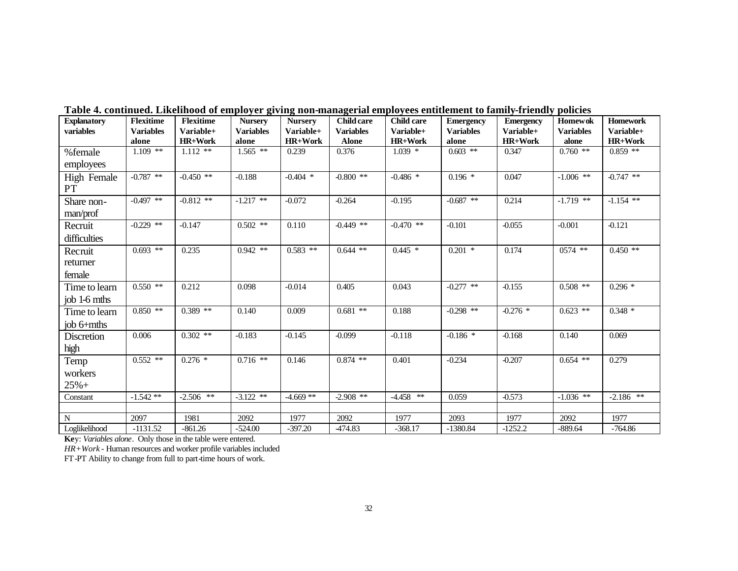**Table 4. continued. Likelihood of employer giving non-managerial employees entitlement to family-friendly policies**

| Explanatory variables | Flexitime Variables alone | Flexitime Variable+ HR+Work | Nursery Variables alone | Nursery Variable+ HR+Work | Child care Variables Alone | Child care Variable+ HR+Work | Emergency Variables alone | Emergency Variable+ HR+Work | Homewok Variables alone | Homework Variable+ HR+Work |
|---|---|---|---|---|---|---|---|---|---|---|
| %female employees | 1.109 ** | 1.112 ** | 1.565 ** | 0.239 | 0.376 | 1.039 * | 0.603 ** | 0.347 | 0.760 ** | 0.859 ** |
| High Female PT | -0.787 ** | -0.450 ** | -0.188 | -0.404 * | -0.800 ** | -0.486 * | 0.196 * | 0.047 | -1.006 ** | -0.747 ** |
| Share non-man/prof | -0.497 ** | -0.812 ** | -1.217 ** | -0.072 | -0.264 | -0.195 | -0.687 ** | 0.214 | -1.719 ** | -1.154 ** |
| Recruit difficulties | -0.229 ** | -0.147 | 0.502 ** | 0.110 | -0.449 ** | -0.470 ** | -0.101 | -0.055 | -0.001 | -0.121 |
| Recruit returner female | 0.693 ** | 0.235 | 0.942 ** | 0.583 ** | 0.644 ** | 0.445 * | 0.201 * | 0.174 | 0574 ** | 0.450 ** |
| Time to learn job 1-6 mths | 0.550 ** | 0.212 | 0.098 | -0.014 | 0.405 | 0.043 | -0.277 ** | -0.155 | 0.508 ** | 0.296 * |
| Time to learn job 6+mths | 0.850 ** | 0.389 ** | 0.140 | 0.009 | 0.681 ** | 0.188 | -0.298 ** | -0.276 * | 0.623 ** | 0.348 * |
| Discretion high | 0.006 | 0.302 ** | -0.183 | -0.145 | -0.099 | -0.118 | -0.186 * | -0.168 | 0.140 | 0.069 |
| Temp workers 25%+ | 0.552 ** | 0.276 * | 0.716 ** | 0.146 | 0.874 ** | 0.401 | -0.234 | -0.207 | 0.654 ** | 0.279 |
| Constant | -1.542 ** | -2.506 ** | -3.122 ** | -4.669 ** | -2.908 ** | -4.458 ** | 0.059 | -0.573 | -1.036 ** | -2.186 ** |
| | | | | | | | | | | |
| N | 2097 | 1981 | 2092 | 1977 | 2092 | 1977 | 2093 | 1977 | 2092 | 1977 |
| Loglikelihood | -1131.52 | -861.26 | -524.00 | -397.20 | -474.83 | -368.17 | -1380.84 | -1252.2 | -889.64 | -764.86 |

**Key**: *Variables alone*. Only those in the table were entered.
*HR+Work* - Human resources and worker profile variables included
FT-PT Ability to change from full to part-time hours of work.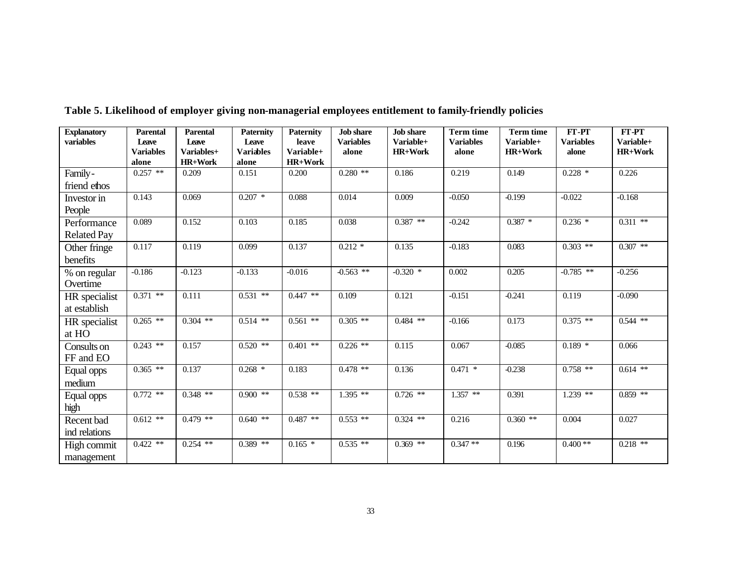**Table 5. Likelihood of employer giving non-managerial employees entitlement to family-friendly policies**

| Explanatory variables | Parental Leave Variables alone | Parental Leave Variables+ HR+Work | Paternity Leave Variables alone | Paternity leave Variable+ HR+Work | Job share Variables alone | Job share Variable+ HR+Work | Term time Variables alone | Term time Variable+ HR+Work | FT-PT Variables alone | FT-PT Variable+ HR+Work |
|---|---|---|---|---|---|---|---|---|---|---|
| Family-friend ethos | 0.257 ** | 0.209 | 0.151 | 0.200 | 0.280 ** | 0.186 | 0.219 | 0.149 | 0.228 * | 0.226 |
| Investor in People | 0.143 | 0.069 | 0.207 * | 0.088 | 0.014 | 0.009 | -0.050 | -0.199 | -0.022 | -0.168 |
| Performance Related Pay | 0.089 | 0.152 | 0.103 | 0.185 | 0.038 | 0.387 ** | -0.242 | 0.387 * | 0.236 * | 0.311 ** |
| Other fringe benefits | 0.117 | 0.119 | 0.099 | 0.137 | 0.212 * | 0.135 | -0.183 | 0.083 | 0.303 ** | 0.307 ** |
| % on regular Overtime | -0.186 | -0.123 | -0.133 | -0.016 | -0.563 ** | -0.320 * | 0.002 | 0.205 | -0.785 ** | -0.256 |
| HR specialist at establish | 0.371 ** | 0.111 | 0.531 ** | 0.447 ** | 0.109 | 0.121 | -0.151 | -0.241 | 0.119 | -0.090 |
| HR specialist at HO | 0.265 ** | 0.304 ** | 0.514 ** | 0.561 ** | 0.305 ** | 0.484 ** | -0.166 | 0.173 | 0.375 ** | 0.544 ** |
| Consults on FF and EO | 0.243 ** | 0.157 | 0.520 ** | 0.401 ** | 0.226 ** | 0.115 | 0.067 | -0.085 | 0.189 * | 0.066 |
| Equal opps medium | 0.365 ** | 0.137 | 0.268 * | 0.183 | 0.478 ** | 0.136 | 0.471 * | -0.238 | 0.758 ** | 0.614 ** |
| Equal opps high | 0.772 ** | 0.348 ** | 0.900 ** | 0.538 ** | 1.395 ** | 0.726 ** | 1.357 ** | 0.391 | 1.239 ** | 0.859 ** |
| Recent bad ind relations | 0.612 ** | 0.479 ** | 0.640 ** | 0.487 ** | 0.553 ** | 0.324 ** | 0.216 | 0.360 ** | 0.004 | 0.027 |
| High commit management | 0.422 ** | 0.254 ** | 0.389 ** | 0.165 * | 0.535 ** | 0.369 ** | 0.347 ** | 0.196 | 0.400 ** | 0.218 ** |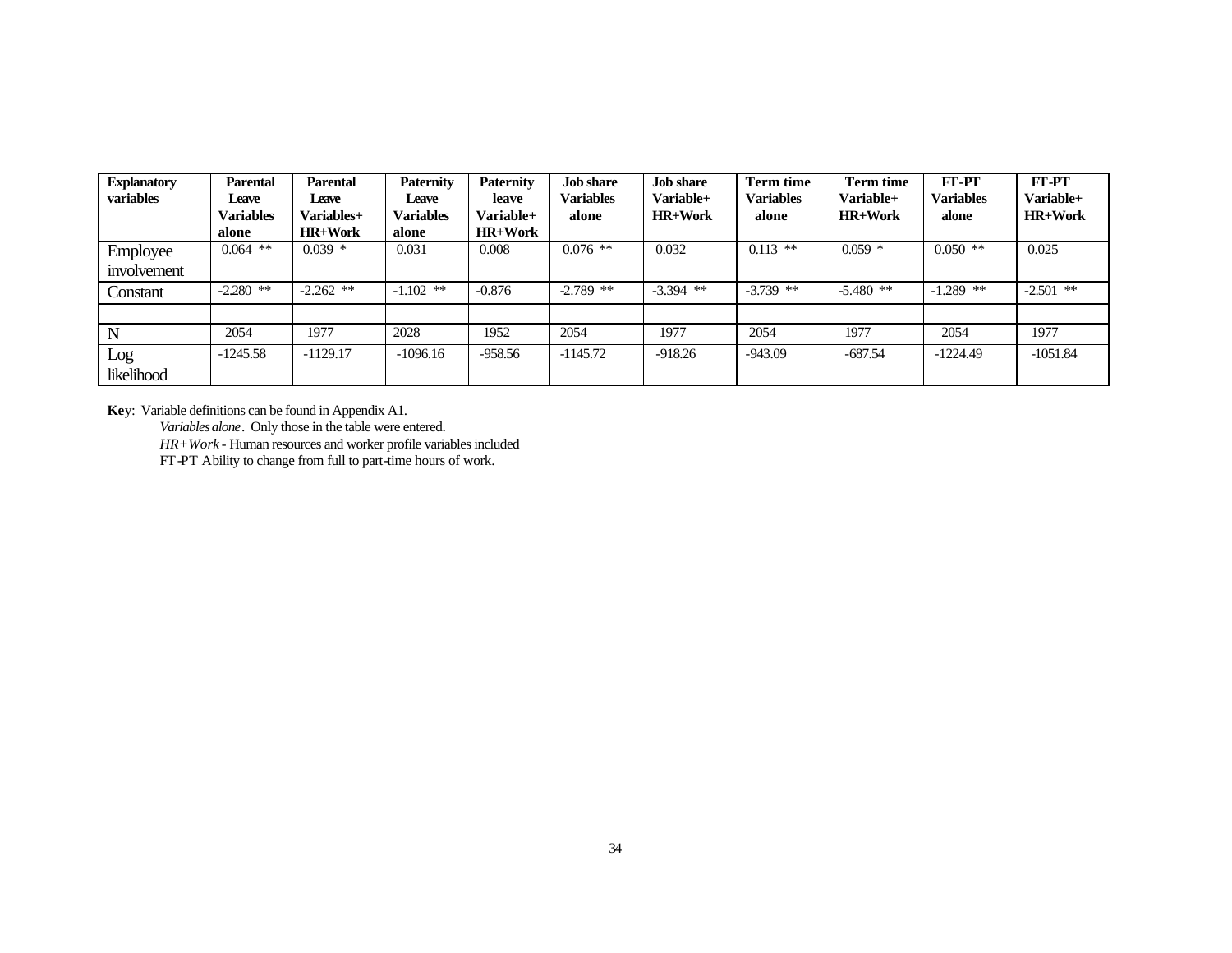| Explanatory variables | Parental Leave Variables alone | Parental Leave Variables+ HR+Work | Paternity Leave Variables alone | Paternity leave Variable+ HR+Work | Job share Variables alone | Job share Variable+ HR+Work | Term time Variables alone | Term time Variable+ HR+Work | FT-PT Variables alone | FT-PT Variable+ HR+Work |
|---|---|---|---|---|---|---|---|---|---|---|
| Employee involvement | 0.064 ** | 0.039 * | 0.031 | 0.008 | 0.076 ** | 0.032 | 0.113 ** | 0.059 * | 0.050 ** | 0.025 |
| Constant | -2.280 ** | -2.262 ** | -1.102 ** | -0.876 | -2.789 ** | -3.394 ** | -3.739 ** | -5.480 ** | -1.289 ** | -2.501 ** |
| | | | | | | | | | | |
| N | 2054 | 1977 | 2028 | 1952 | 2054 | 1977 | 2054 | 1977 | 2054 | 1977 |
| Log likelihood | -1245.58 | -1129.17 | -1096.16 | -958.56 | -1145.72 | -918.26 | -943.09 | -687.54 | -1224.49 | -1051.84 |

**Key**: Variable definitions can be found in Appendix A1.

*Variables alone*. Only those in the table were entered.

*HR+Work* - Human resources and worker profile variables included

FT-PT Ability to change from full to part-time hours of work.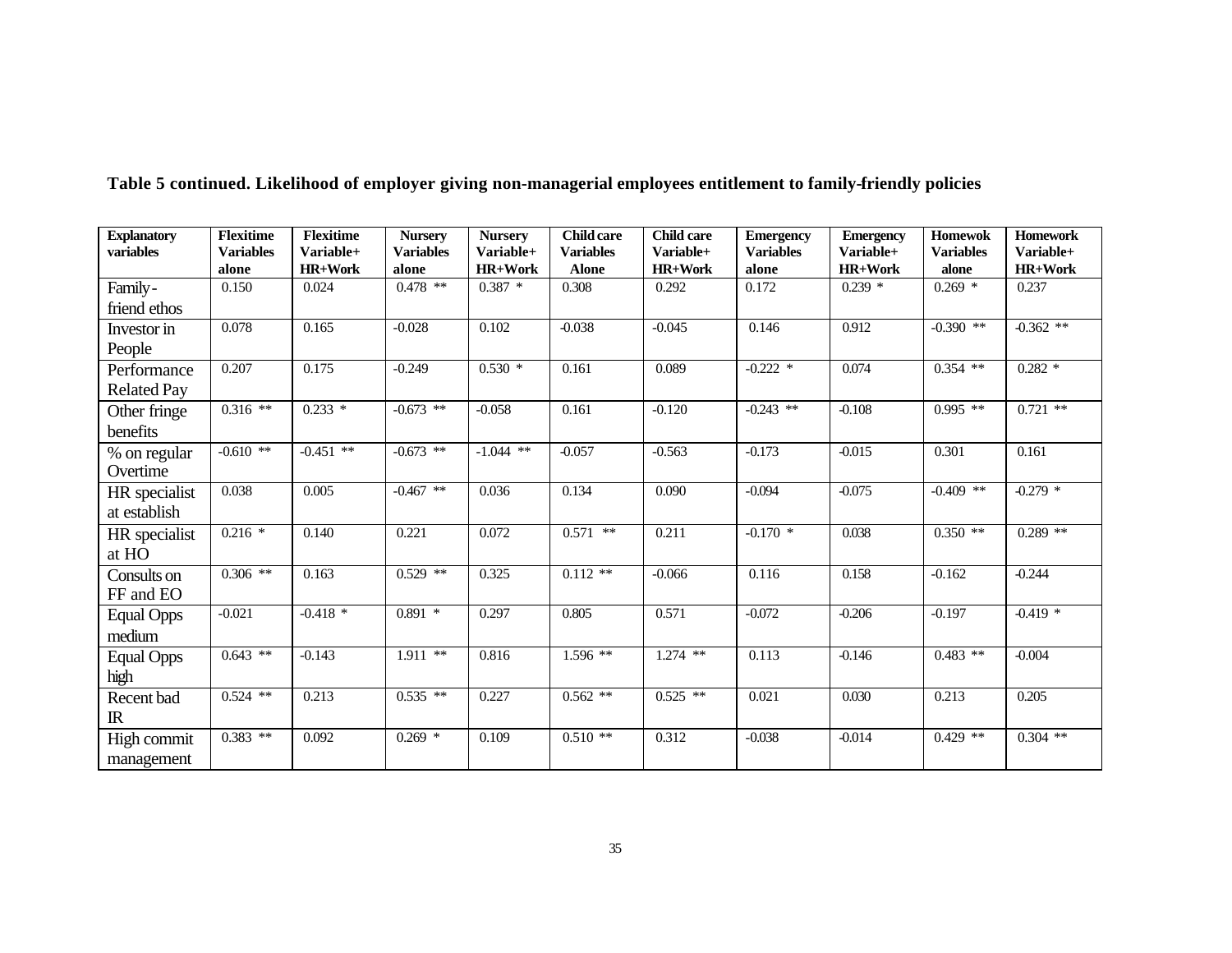**Table 5 continued. Likelihood of employer giving non-managerial employees entitlement to family-friendly policies**

| Explanatory variables | Flexitime Variables alone | Flexitime Variable+ HR+Work | Nursery Variables alone | Nursery Variable+ HR+Work | Child care Variables Alone | Child care Variable+ HR+Work | Emergency Variables alone | Emergency Variable+ HR+Work | Homewok Variables alone | Homework Variable+ HR+Work |
|---|---|---|---|---|---|---|---|---|---|---|
| Family-friend ethos | 0.150 | 0.024 | 0.478 ** | 0.387 * | 0.308 | 0.292 | 0.172 | 0.239 * | 0.269 * | 0.237 |
| Investor in People | 0.078 | 0.165 | -0.028 | 0.102 | -0.038 | -0.045 | 0.146 | 0.912 | -0.390 ** | -0.362 ** |
| Performance Related Pay | 0.207 | 0.175 | -0.249 | 0.530 * | 0.161 | 0.089 | -0.222 * | 0.074 | 0.354 ** | 0.282 * |
| Other fringe benefits | 0.316 ** | 0.233 * | -0.673 ** | -0.058 | 0.161 | -0.120 | -0.243 ** | -0.108 | 0.995 ** | 0.721 ** |
| % on regular Overtime | -0.610 ** | -0.451 ** | -0.673 ** | -1.044 ** | -0.057 | -0.563 | -0.173 | -0.015 | 0.301 | 0.161 |
| HR specialist at establish | 0.038 | 0.005 | -0.467 ** | 0.036 | 0.134 | 0.090 | -0.094 | -0.075 | -0.409 ** | -0.279 * |
| HR specialist at HO | 0.216 * | 0.140 | 0.221 | 0.072 | 0.571 ** | 0.211 | -0.170 * | 0.038 | 0.350 ** | 0.289 ** |
| Consults on FF and EO | 0.306 ** | 0.163 | 0.529 ** | 0.325 | 0.112 ** | -0.066 | 0.116 | 0.158 | -0.162 | -0.244 |
| Equal Opps medium | -0.021 | -0.418 * | 0.891 * | 0.297 | 0.805 | 0.571 | -0.072 | -0.206 | -0.197 | -0.419 * |
| Equal Opps high | 0.643 ** | -0.143 | 1.911 ** | 0.816 | 1.596 ** | 1.274 ** | 0.113 | -0.146 | 0.483 ** | -0.004 |
| Recent bad IR | 0.524 ** | 0.213 | 0.535 ** | 0.227 | 0.562 ** | 0.525 ** | 0.021 | 0.030 | 0.213 | 0.205 |
| High commit management | 0.383 ** | 0.092 | 0.269 * | 0.109 | 0.510 ** | 0.312 | -0.038 | -0.014 | 0.429 ** | 0.304 ** |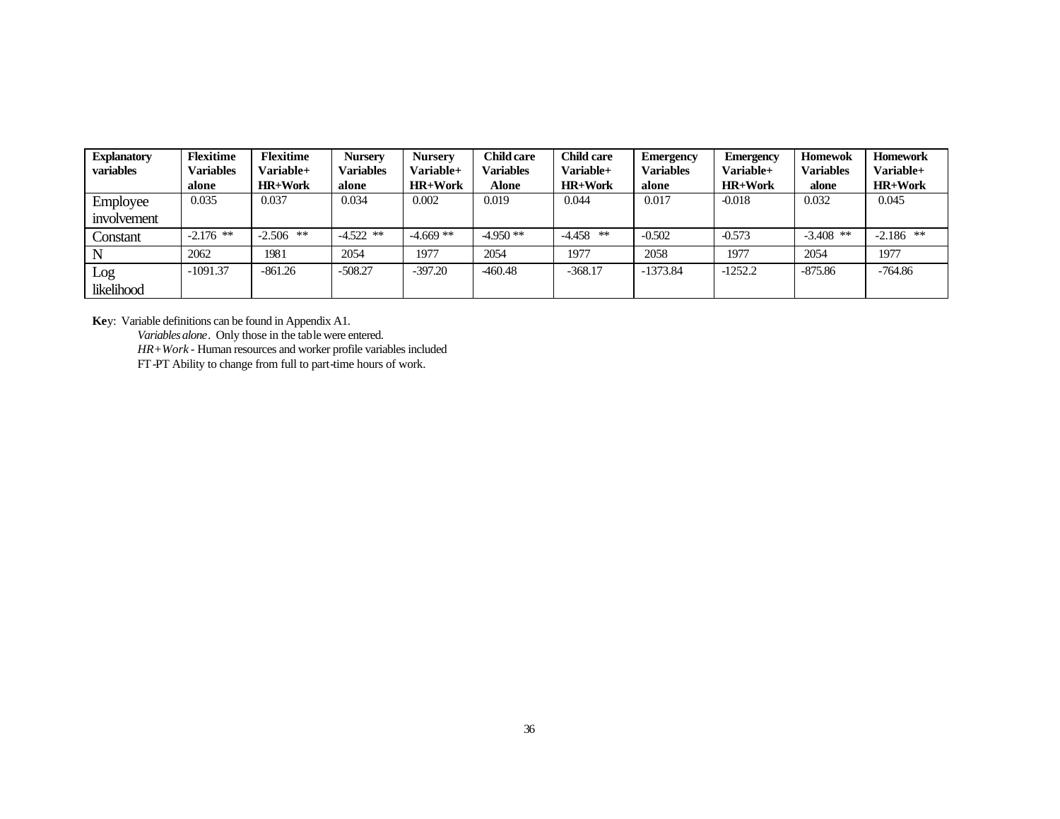| Explanatory variables | Flexitime Variables alone | Flexitime Variable+ HR+Work | Nursery Variables alone | Nursery Variable+ HR+Work | Child care Variables Alone | Child care Variable+ HR+Work | Emergency Variables alone | Emergency Variable+ HR+Work | Homewok Variables alone | Homework Variable+ HR+Work |
|---|---|---|---|---|---|---|---|---|---|---|
| Employee involvement | 0.035 | 0.037 | 0.034 | 0.002 | 0.019 | 0.044 | 0.017 | -0.018 | 0.032 | 0.045 |
| Constant | -2.176 ** | -2.506 ** | -4.522 ** | -4.669 ** | -4.950 ** | -4.458 ** | -0.502 | -0.573 | -3.408 ** | -2.186 ** |
| N | 2062 | 1981 | 2054 | 1977 | 2054 | 1977 | 2058 | 1977 | 2054 | 1977 |
| Log likelihood | -1091.37 | -861.26 | -508.27 | -397.20 | -460.48 | -368.17 | -1373.84 | -1252.2 | -875.86 | -764.86 |

**Ke**y: Variable definitions can be found in Appendix A1.

*Variables alone*. Only those in the table were entered.

*HR+Work* - Human resources and worker profile variables included

FT-PT Ability to change from full to part-time hours of work.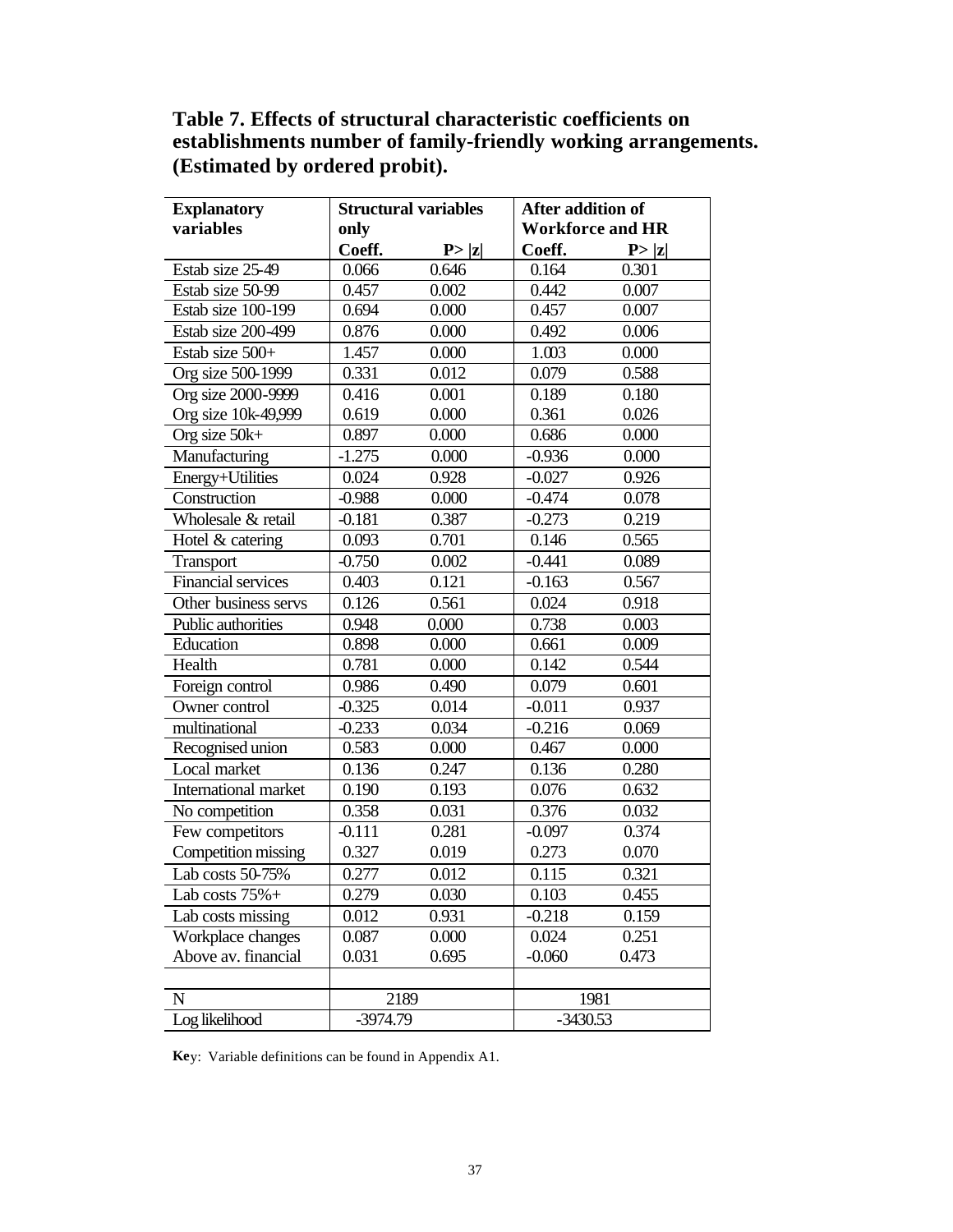**Table 7. Effects of structural characteristic coefficients on establishments number of family-friendly working arrangements. (Estimated by ordered probit).**

| Explanatory variables | Structural variables only | | After addition of Workforce and HR | |
|---|---|---|---|---|
| | Coeff. | P> \|z\| | Coeff. | P> \|z\| |
| Estab size 25-49 | 0.066 | 0.646 | 0.164 | 0.301 |
| Estab size 50-99 | 0.457 | 0.002 | 0.442 | 0.007 |
| Estab size 100-199 | 0.694 | 0.000 | 0.457 | 0.007 |
| Estab size 200-499 | 0.876 | 0.000 | 0.492 | 0.006 |
| Estab size 500+ | 1.457 | 0.000 | 1.003 | 0.000 |
| Org size 500-1999 | 0.331 | 0.012 | 0.079 | 0.588 |
| Org size 2000-9999 | 0.416 | 0.001 | 0.189 | 0.180 |
| Org size 10k-49,999 | 0.619 | 0.000 | 0.361 | 0.026 |
| Org size 50k+ | 0.897 | 0.000 | 0.686 | 0.000 |
| Manufacturing | -1.275 | 0.000 | -0.936 | 0.000 |
| Energy+Utilities | 0.024 | 0.928 | -0.027 | 0.926 |
| Construction | -0.988 | 0.000 | -0.474 | 0.078 |
| Wholesale & retail | -0.181 | 0.387 | -0.273 | 0.219 |
| Hotel & catering | 0.093 | 0.701 | 0.146 | 0.565 |
| Transport | -0.750 | 0.002 | -0.441 | 0.089 |
| Financial services | 0.403 | 0.121 | -0.163 | 0.567 |
| Other business servs | 0.126 | 0.561 | 0.024 | 0.918 |
| Public authorities | 0.948 | 0.000 | 0.738 | 0.003 |
| Education | 0.898 | 0.000 | 0.661 | 0.009 |
| Health | 0.781 | 0.000 | 0.142 | 0.544 |
| Foreign control | 0.986 | 0.490 | 0.079 | 0.601 |
| Owner control | -0.325 | 0.014 | -0.011 | 0.937 |
| multinational | -0.233 | 0.034 | -0.216 | 0.069 |
| Recognised union | 0.583 | 0.000 | 0.467 | 0.000 |
| Local market | 0.136 | 0.247 | 0.136 | 0.280 |
| International market | 0.190 | 0.193 | 0.076 | 0.632 |
| No competition | 0.358 | 0.031 | 0.376 | 0.032 |
| Few competitors | -0.111 | 0.281 | -0.097 | 0.374 |
| Competition missing | 0.327 | 0.019 | 0.273 | 0.070 |
| Lab costs 50-75% | 0.277 | 0.012 | 0.115 | 0.321 |
| Lab costs 75%+ | 0.279 | 0.030 | 0.103 | 0.455 |
| Lab costs missing | 0.012 | 0.931 | -0.218 | 0.159 |
| Workplace changes | 0.087 | 0.000 | 0.024 | 0.251 |
| Above av. financial | 0.031 | 0.695 | -0.060 | 0.473 |
| | | | | |
| N | 2189 | | 1981 | |
| Log likelihood | -3974.79 | | -3430.53 | |

**Key**: Variable definitions can be found in Appendix A1.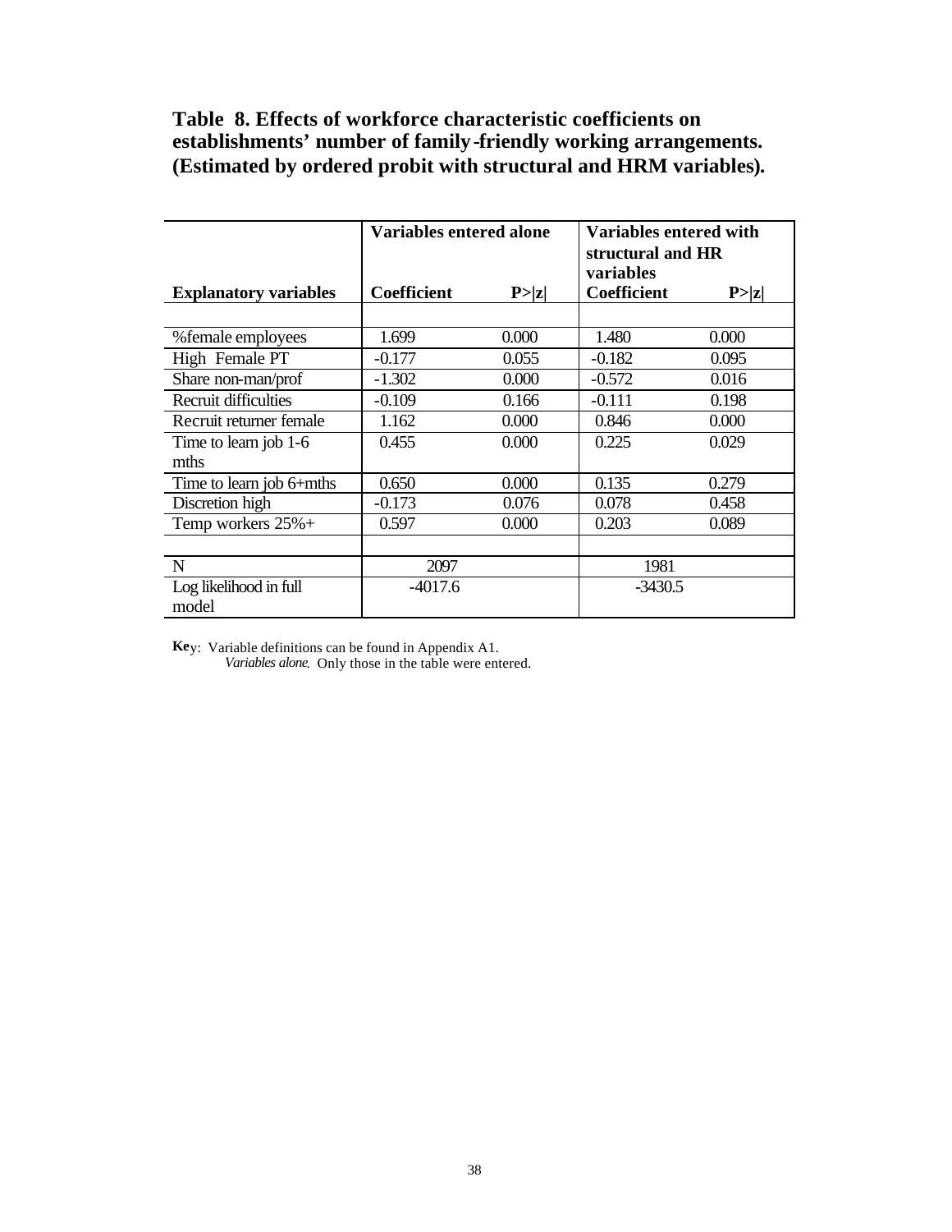**Table 8. Effects of workforce characteristic coefficients on establishments' number of family-friendly working arrangements. (Estimated by ordered probit with structural and HRM variables).**

| | Variables entered alone | | Variables entered with structural and HR variables | |
|---|---|---|---|---|
| **Explanatory variables** | **Coefficient** | **P>\|z\|** | **Coefficient** | **P>\|z\|** |
| | | | | |
| %female employees | 1.699 | 0.000 | 1.480 | 0.000 |
| High Female PT | -0.177 | 0.055 | -0.182 | 0.095 |
| Share non-man/prof | -1.302 | 0.000 | -0.572 | 0.016 |
| Recruit difficulties | -0.109 | 0.166 | -0.111 | 0.198 |
| Recruit returner female | 1.162 | 0.000 | 0.846 | 0.000 |
| Time to learn job 1-6 mths | 0.455 | 0.000 | 0.225 | 0.029 |
| Time to learn job 6+mths | 0.650 | 0.000 | 0.135 | 0.279 |
| Discretion high | -0.173 | 0.076 | 0.078 | 0.458 |
| Temp workers 25%+ | 0.597 | 0.000 | 0.203 | 0.089 |
| | | | | |
| N | 2097 | | 1981 | |
| Log likelihood in full model | -4017.6 | | -3430.5 | |

**Key**: Variable definitions can be found in Appendix A1.
*Variables alone*. Only those in the table were entered.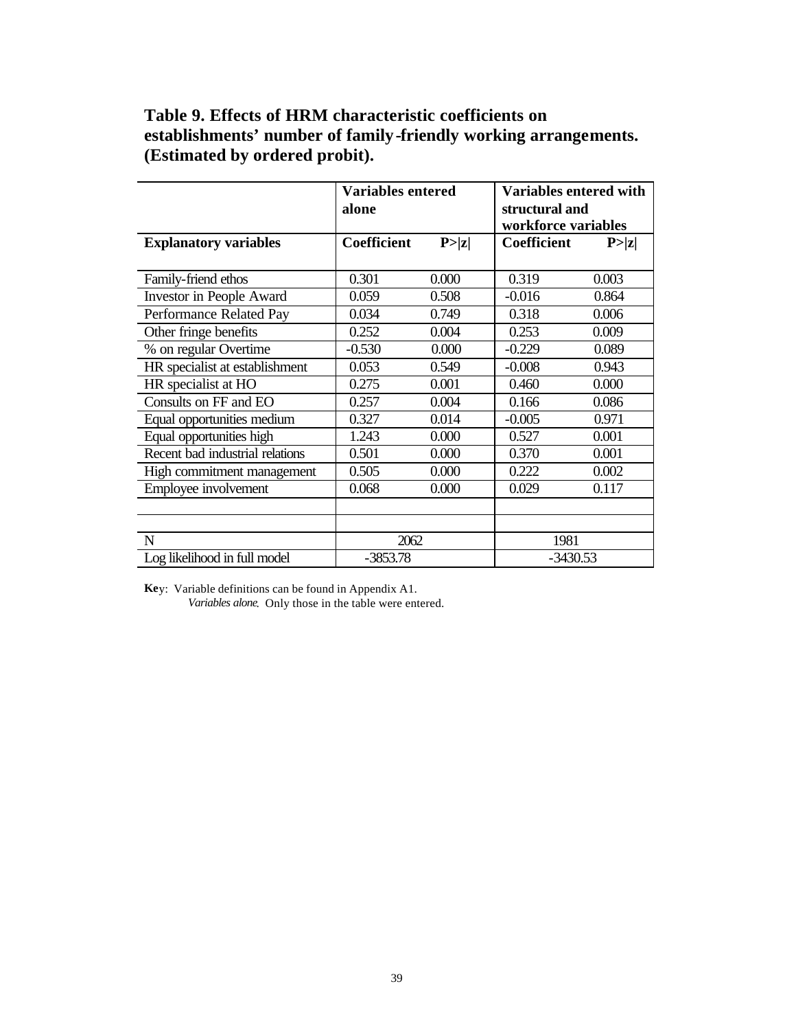**Table 9. Effects of HRM characteristic coefficients on establishments' number of family-friendly working arrangements. (Estimated by ordered probit).**

| | Variables entered alone | | Variables entered with structural and workforce variables | |
|---|---|---|---|---|
| **Explanatory variables** | **Coefficient** | **P>\|z\|** | **Coefficient** | **P>\|z\|** |
| Family-friend ethos | 0.301 | 0.000 | 0.319 | 0.003 |
| Investor in People Award | 0.059 | 0.508 | -0.016 | 0.864 |
| Performance Related Pay | 0.034 | 0.749 | 0.318 | 0.006 |
| Other fringe benefits | 0.252 | 0.004 | 0.253 | 0.009 |
| % on regular Overtime | -0.530 | 0.000 | -0.229 | 0.089 |
| HR specialist at establishment | 0.053 | 0.549 | -0.008 | 0.943 |
| HR specialist at HO | 0.275 | 0.001 | 0.460 | 0.000 |
| Consults on FF and EO | 0.257 | 0.004 | 0.166 | 0.086 |
| Equal opportunities medium | 0.327 | 0.014 | -0.005 | 0.971 |
| Equal opportunities high | 1.243 | 0.000 | 0.527 | 0.001 |
| Recent bad industrial relations | 0.501 | 0.000 | 0.370 | 0.001 |
| High commitment management | 0.505 | 0.000 | 0.222 | 0.002 |
| Employee involvement | 0.068 | 0.000 | 0.029 | 0.117 |
| | | | | |
| | | | | |
| N | 2062 | | 1981 | |
| Log likelihood in full model | -3853.78 | | -3430.53 | |

**Key**: Variable definitions can be found in Appendix A1.
*Variables alone*. Only those in the table were entered.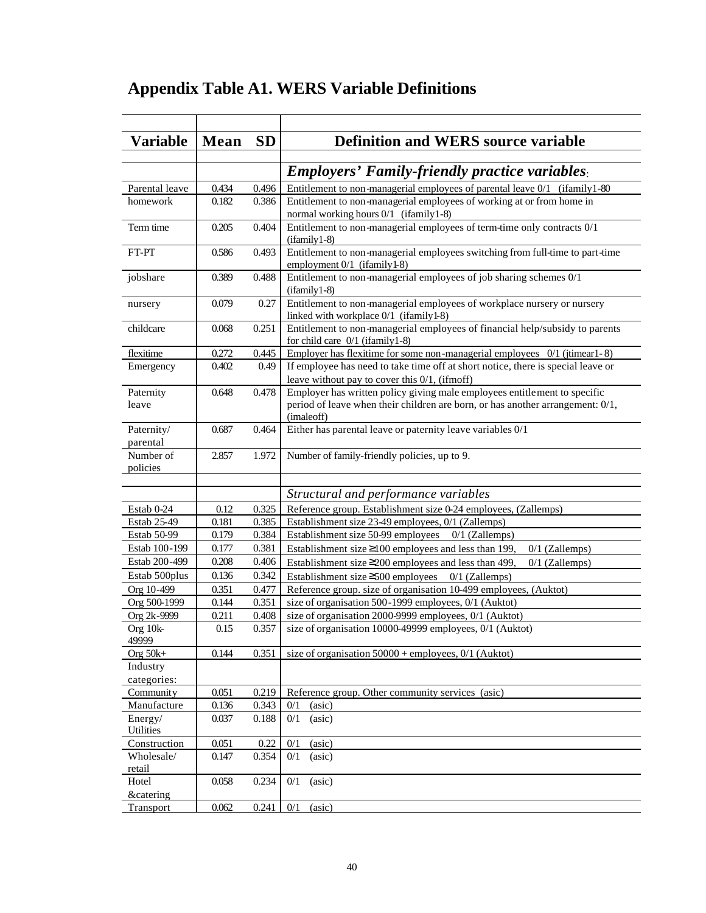## Appendix Table A1. WERS Variable Definitions

| Variable | Mean | SD | Definition and WERS source variable |
|---|---|---|---|
| | | | ***Employers' Family-friendly practice variables*:** |
| Parental leave | 0.434 | 0.496 | Entitlement to non-managerial employees of parental leave 0/1 (ifamily1-80 |
| homework | 0.182 | 0.386 | Entitlement to non-managerial employees of working at or from home in normal working hours 0/1 (ifamily1-8) |
| Term time | 0.205 | 0.404 | Entitlement to non-managerial employees of term-time only contracts 0/1 (ifamily1-8) |
| FT-PT | 0.586 | 0.493 | Entitlement to non-managerial employees switching from full-time to part-time employment 0/1 (ifamily1-8) |
| jobshare | 0.389 | 0.488 | Entitlement to non-managerial employees of job sharing schemes 0/1 (ifamily1-8) |
| nursery | 0.079 | 0.27 | Entitlement to non-managerial employees of workplace nursery or nursery linked with workplace 0/1 (ifamily1-8) |
| childcare | 0.068 | 0.251 | Entitlement to non-managerial employees of financial help/subsidy to parents for child care 0/1 (ifamily1-8) |
| flexitime | 0.272 | 0.445 | Employer has flexitime for some non-managerial employees 0/1 (jtimear1-8) |
| Emergency | 0.402 | 0.49 | If employee has need to take time off at short notice, there is special leave or leave without pay to cover this 0/1, (ifmoff) |
| Paternity leave | 0.648 | 0.478 | Employer has written policy giving male employees entitlement to specific period of leave when their children are born, or has another arrangement: 0/1, (imaleoff) |
| Paternity/ parental | 0.687 | 0.464 | Either has parental leave or paternity leave variables 0/1 |
| Number of policies | 2.857 | 1.972 | Number of family-friendly policies, up to 9. |
| | | | *Structural and performance variables* |
| Estab 0-24 | 0.12 | 0.325 | Reference group. Establishment size 0-24 employees, (Zallemps) |
| Estab 25-49 | 0.181 | 0.385 | Establishment size 23-49 employees, 0/1 (Zallemps) |
| Estab 50-99 | 0.179 | 0.384 | Establishment size 50-99 employees 0/1 (Zallemps) |
| Estab 100-199 | 0.177 | 0.381 | Establishment size ≥100 employees and less than 199, 0/1 (Zallemps) |
| Estab 200-499 | 0.208 | 0.406 | Establishment size ≥200 employees and less than 499, 0/1 (Zallemps) |
| Estab 500plus | 0.136 | 0.342 | Establishment size ≥500 employees 0/1 (Zallemps) |
| Org 10-499 | 0.351 | 0.477 | Reference group. size of organisation 10-499 employees, (Auktot) |
| Org 500-1999 | 0.144 | 0.351 | size of organisation 500-1999 employees, 0/1 (Auktot) |
| Org 2k-9999 | 0.211 | 0.408 | size of organisation 2000-9999 employees, 0/1 (Auktot) |
| Org 10k-49999 | 0.15 | 0.357 | size of organisation 10000-49999 employees, 0/1 (Auktot) |
| Org 50k+ | 0.144 | 0.351 | size of organisation 50000 + employees, 0/1 (Auktot) |
| Industry categories: | | | |
| Community | 0.051 | 0.219 | Reference group. Other community services (asic) |
| Manufacture | 0.136 | 0.343 | 0/1 (asic) |
| Energy/ Utilities | 0.037 | 0.188 | 0/1 (asic) |
| Construction | 0.051 | 0.22 | 0/1 (asic) |
| Wholesale/ retail | 0.147 | 0.354 | 0/1 (asic) |
| Hotel &catering | 0.058 | 0.234 | 0/1 (asic) |
| Transport | 0.062 | 0.241 | 0/1 (asic) |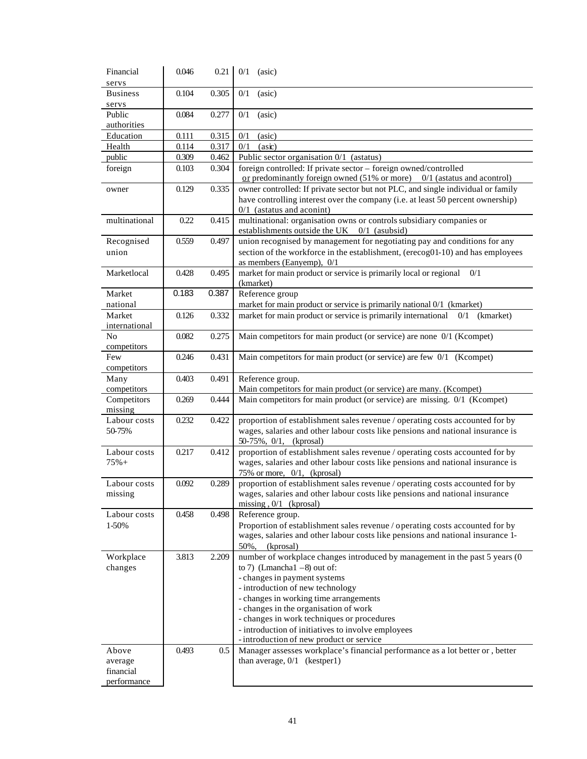| | | | |
|---|---|---|---|
| Financial servs | 0.046 | 0.21 | 0/1 (asic) |
| Business servs | 0.104 | 0.305 | 0/1 (asic) |
| Public authorities | 0.084 | 0.277 | 0/1 (asic) |
| Education | 0.111 | 0.315 | 0/1 (asic) |
| Health | 0.114 | 0.317 | 0/1 (asic) |
| public | 0.309 | 0.462 | Public sector organisation 0/1 (astatus) |
| foreign | 0.103 | 0.304 | foreign controlled: If private sector – foreign owned/controlled or predominantly foreign owned (51% or more) 0/1 (astatus and acontrol) |
| owner | 0.129 | 0.335 | owner controlled: If private sector but not PLC, and single individual or family have controlling interest over the company (i.e. at least 50 percent ownership) 0/1 (astatus and aconint) |
| multinational | 0.22 | 0.415 | multinational: organisation owns or controls subsidiary companies or establishments outside the UK 0/1 (asubsid) |
| Recognised union | 0.559 | 0.497 | union recognised by management for negotiating pay and conditions for any section of the workforce in the establishment, (erecog01-10) and has employees as members (Eanyemp), 0/1 |
| Marketlocal | 0.428 | 0.495 | market for main product or service is primarily local or regional 0/1 (kmarket) |
| Market national | 0.183 | 0.387 | Reference group<br>market for main product or service is primarily national 0/1 (kmarket) |
| Market international | 0.126 | 0.332 | market for main product or service is primarily international 0/1 (kmarket) |
| No competitors | 0.082 | 0.275 | Main competitors for main product (or service) are none 0/1 (Kcompet) |
| Few competitors | 0.246 | 0.431 | Main competitors for main product (or service) are few 0/1 (Kcompet) |
| Many competitors | 0.403 | 0.491 | Reference group.<br>Main competitors for main product (or service) are many. (Kcompet) |
| Competitors missing | 0.269 | 0.444 | Main competitors for main product (or service) are missing. 0/1 (Kcompet) |
| Labour costs 50-75% | 0.232 | 0.422 | proportion of establishment sales revenue / operating costs accounted for by wages, salaries and other labour costs like pensions and national insurance is 50-75%, 0/1, (kprosal) |
| Labour costs 75%+ | 0.217 | 0.412 | proportion of establishment sales revenue / operating costs accounted for by wages, salaries and other labour costs like pensions and national insurance is 75% or more, 0/1, (kprosal) |
| Labour costs missing | 0.092 | 0.289 | proportion of establishment sales revenue / operating costs accounted for by wages, salaries and other labour costs like pensions and national insurance missing , 0/1 (kprosal) |
| Labour costs 1-50% | 0.458 | 0.498 | Reference group.<br>Proportion of establishment sales revenue / operating costs accounted for by wages, salaries and other labour costs like pensions and national insurance 1-50%, (kprosal) |
| Workplace changes | 3.813 | 2.209 | number of workplace changes introduced by management in the past 5 years (0 to 7) (Lmancha1 –8) out of:<br>- changes in payment systems<br>- introduction of new technology<br>- changes in working time arrangements<br>- changes in the organisation of work<br>- changes in work techniques or procedures<br>- introduction of initiatives to involve employees<br>- introduction of new product or service |
| Above average financial performance | 0.493 | 0.5 | Manager assesses workplace's financial performance as a lot better or , better than average, 0/1 (kestper1) |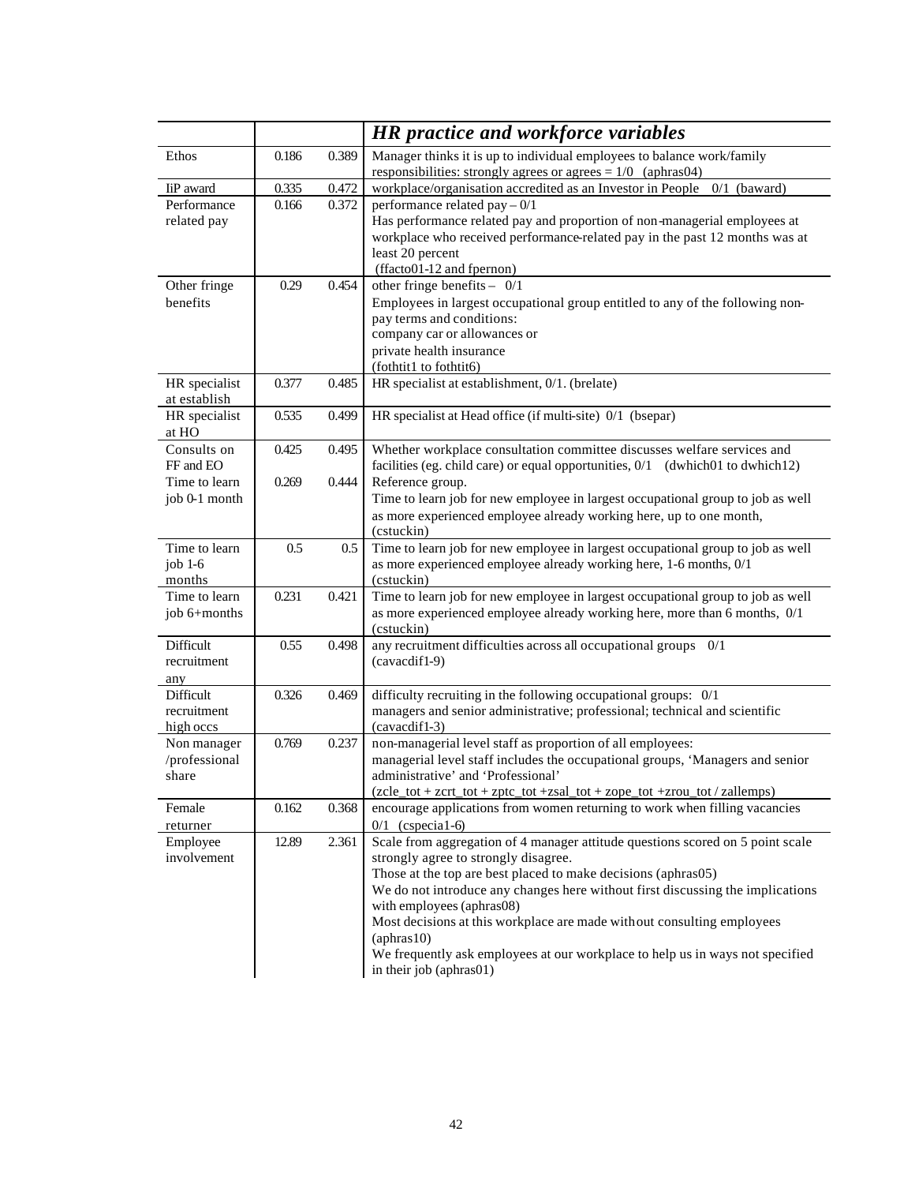| | | | *HR practice and workforce variables* |
|---|---|---|---|
| Ethos | 0.186 | 0.389 | Manager thinks it is up to individual employees to balance work/family responsibilities: strongly agrees or agrees = 1/0 (aphras04) |
| IiP award | 0.335 | 0.472 | workplace/organisation accredited as an Investor in People 0/1 (baward) |
| Performance related pay | 0.166 | 0.372 | performance related pay – 0/1<br>Has performance related pay and proportion of non-managerial employees at workplace who received performance-related pay in the past 12 months was at least 20 percent<br>(ffacto01-12 and fpernon) |
| Other fringe benefits | 0.29 | 0.454 | other fringe benefits – 0/1<br>Employees in largest occupational group entitled to any of the following non-pay terms and conditions:<br>company car or allowances or<br>private health insurance<br>(fothtit1 to fothtit6) |
| HR specialist at establish | 0.377 | 0.485 | HR specialist at establishment, 0/1. (brelate) |
| HR specialist at HO | 0.535 | 0.499 | HR specialist at Head office (if multi-site) 0/1 (bsepar) |
| Consults on FF and EO | 0.425 | 0.495 | Whether workplace consultation committee discusses welfare services and facilities (eg. child care) or equal opportunities, 0/1 (dwhich01 to dwhich12) |
| Time to learn job 0-1 month | 0.269 | 0.444 | Reference group.<br>Time to learn job for new employee in largest occupational group to job as well as more experienced employee already working here, up to one month, (cstuckin) |
| Time to learn job 1-6 months | 0.5 | 0.5 | Time to learn job for new employee in largest occupational group to job as well as more experienced employee already working here, 1-6 months, 0/1 (cstuckin) |
| Time to learn job 6+months | 0.231 | 0.421 | Time to learn job for new employee in largest occupational group to job as well as more experienced employee already working here, more than 6 months, 0/1 (cstuckin) |
| Difficult recruitment any | 0.55 | 0.498 | any recruitment difficulties across all occupational groups 0/1 (cavacdif1-9) |
| Difficult recruitment high occs | 0.326 | 0.469 | difficulty recruiting in the following occupational groups: 0/1<br>managers and senior administrative; professional; technical and scientific (cavacdif1-3) |
| Non manager /professional share | 0.769 | 0.237 | non-managerial level staff as proportion of all employees:<br>managerial level staff includes the occupational groups, 'Managers and senior administrative' and 'Professional'<br>(zcle_tot + zcrt_tot + zptc_tot +zsal_tot + zope_tot +zrou_tot / zallemps) |
| Female returner | 0.162 | 0.368 | encourage applications from women returning to work when filling vacancies 0/1 (cspecia1-6) |
| Employee involvement | 12.89 | 2.361 | Scale from aggregation of 4 manager attitude questions scored on 5 point scale strongly agree to strongly disagree.<br>Those at the top are best placed to make decisions (aphras05)<br>We do not introduce any changes here without first discussing the implications with employees (aphras08)<br>Most decisions at this workplace are made without consulting employees (aphras10)<br>We frequently ask employees at our workplace to help us in ways not specified in their job (aphras01) |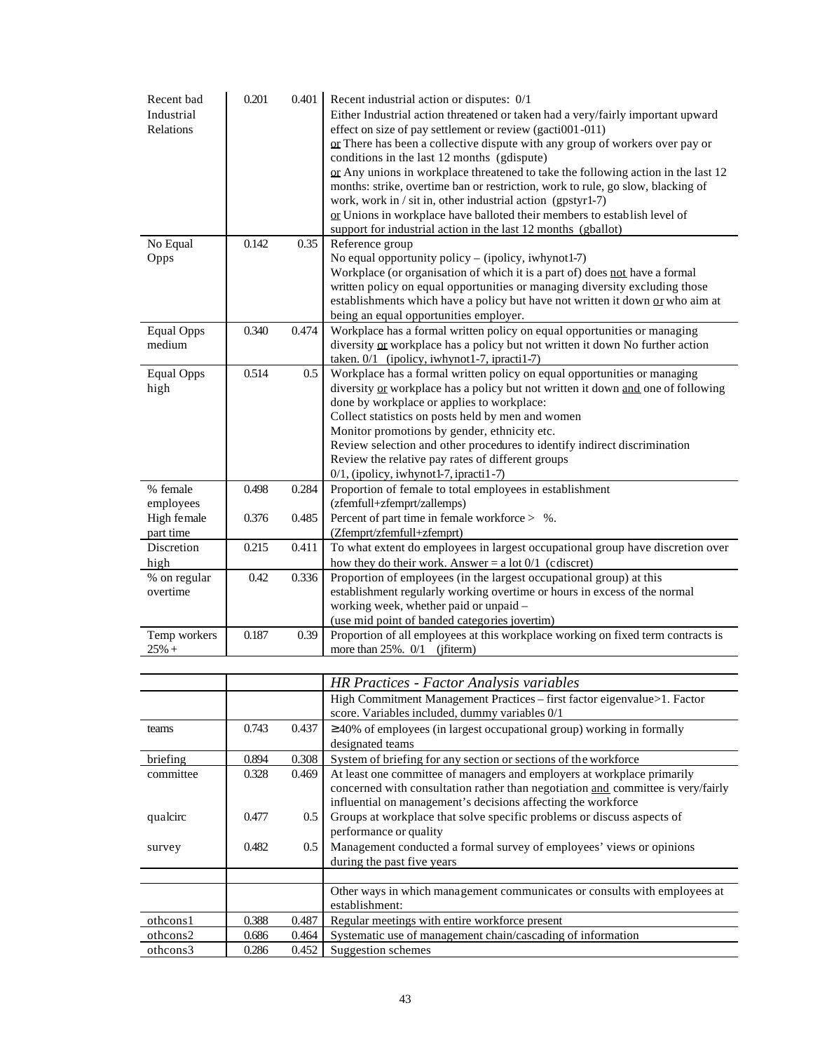| | | | |
|---|---|---|---|
| Recent bad Industrial Relations | 0.201 | 0.401 | Recent industrial action or disputes: 0/1<br>Either Industrial action threatened or taken had a very/fairly important upward effect on size of pay settlement or review (gacti001-011)<br>or There has been a collective dispute with any group of workers over pay or conditions in the last 12 months (gdispute)<br>or Any unions in workplace threatened to take the following action in the last 12 months: strike, overtime ban or restriction, work to rule, go slow, blacking of work, work in / sit in, other industrial action (gpstyr1-7)<br>or Unions in workplace have balloted their members to establish level of support for industrial action in the last 12 months (gballot) |
| No Equal Opps | 0.142 | 0.35 | Reference group<br>No equal opportunity policy – (ipolicy, iwhynot1-7)<br>Workplace (or organisation of which it is a part of) does not have a formal written policy on equal opportunities or managing diversity excluding those establishments which have a policy but have not written it down or who aim at being an equal opportunities employer. |
| Equal Opps medium | 0.340 | 0.474 | Workplace has a formal written policy on equal opportunities or managing diversity or workplace has a policy but not written it down No further action taken. 0/1 (ipolicy, iwhynot1-7, ipracti1-7) |
| Equal Opps high | 0.514 | 0.5 | Workplace has a formal written policy on equal opportunities or managing diversity or workplace has a policy but not written it down and one of following done by workplace or applies to workplace:<br>Collect statistics on posts held by men and women<br>Monitor promotions by gender, ethnicity etc.<br>Review selection and other procedures to identify indirect discrimination<br>Review the relative pay rates of different groups<br>0/1, (ipolicy, iwhynot1-7, ipracti1-7) |
| % female employees | 0.498 | 0.284 | Proportion of female to total employees in establishment (zfemfull+zfemprt/zallemps) |
| High female part time | 0.376 | 0.485 | Percent of part time in female workforce > %. (Zfemprt/zfemfull+zfemprt) |
| Discretion high | 0.215 | 0.411 | To what extent do employees in largest occupational group have discretion over how they do their work. Answer = a lot 0/1 (cdiscret) |
| % on regular overtime | 0.42 | 0.336 | Proportion of employees (in the largest occupational group) at this establishment regularly working overtime or hours in excess of the normal working week, whether paid or unpaid –<br>(use mid point of banded categories jovertim) |
| Temp workers 25%+ | 0.187 | 0.39 | Proportion of all employees at this workplace working on fixed term contracts is more than 25%. 0/1 (jfiterm) |

| | | | |
|---|---|---|---|
| | | | *HR Practices - Factor Analysis variables* |
| | | | High Commitment Management Practices – first factor eigenvalue>1. Factor score. Variables included, dummy variables 0/1 |
| teams | 0.743 | 0.437 | ≥40% of employees (in largest occupational group) working in formally designated teams |
| briefing | 0.894 | 0.308 | System of briefing for any section or sections of the workforce |
| committee | 0.328 | 0.469 | At least one committee of managers and employers at workplace primarily concerned with consultation rather than negotiation and committee is very/fairly influential on management's decisions affecting the workforce |
| qualcirc | 0.477 | 0.5 | Groups at workplace that solve specific problems or discuss aspects of performance or quality |
| survey | 0.482 | 0.5 | Management conducted a formal survey of employees' views or opinions during the past five years |
| | | | |
| | | | Other ways in which management communicates or consults with employees at establishment: |
| othcons1 | 0.388 | 0.487 | Regular meetings with entire workforce present |
| othcons2 | 0.686 | 0.464 | Systematic use of management chain/cascading of information |
| othcons3 | 0.286 | 0.452 | Suggestion schemes |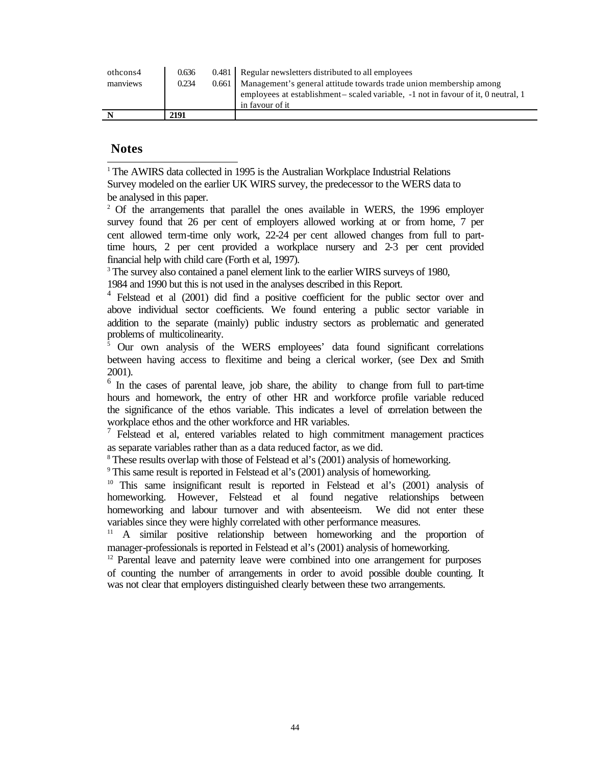| | | | |
|---|---|---|---|
| othcons4 | 0.636 | 0.481 | Regular newsletters distributed to all employees |
| manviews | 0.234 | 0.661 | Management's general attitude towards trade union membership among employees at establishment – scaled variable, -1 not in favour of it, 0 neutral, 1 in favour of it |
| **N** | **2191** | | |

## Notes

[1] The AWIRS data collected in 1995 is the Australian Workplace Industrial Relations Survey modeled on the earlier UK WIRS survey, the predecessor to the WERS data to be analysed in this paper.

[2] Of the arrangements that parallel the ones available in WERS, the 1996 employer survey found that 26 per cent of employers allowed working at or from home, 7 per cent allowed term-time only work, 22-24 per cent allowed changes from full to part-time hours, 2 per cent provided a workplace nursery and 2-3 per cent provided financial help with child care (Forth et al, 1997).

[3] The survey also contained a panel element link to the earlier WIRS surveys of 1980, 1984 and 1990 but this is not used in the analyses described in this Report.

[4] Felstead et al (2001) did find a positive coefficient for the public sector over and above individual sector coefficients. We found entering a public sector variable in addition to the separate (mainly) public industry sectors as problematic and generated problems of multicolinearity.

[5] Our own analysis of the WERS employees' data found significant correlations between having access to flexitime and being a clerical worker, (see Dex and Smith 2001).

[6] In the cases of parental leave, job share, the ability to change from full to part-time hours and homework, the entry of other HR and workforce profile variable reduced the significance of the ethos variable. This indicates a level of correlation between the workplace ethos and the other workforce and HR variables.

[7] Felstead et al, entered variables related to high commitment management practices as separate variables rather than as a data reduced factor, as we did.

[8] These results overlap with those of Felstead et al's (2001) analysis of homeworking.

[9] This same result is reported in Felstead et al's (2001) analysis of homeworking.

[10] This same insignificant result is reported in Felstead et al's (2001) analysis of homeworking. However, Felstead et al found negative relationships between homeworking and labour turnover and with absenteeism. We did not enter these variables since they were highly correlated with other performance measures.

[11] A similar positive relationship between homeworking and the proportion of manager-professionals is reported in Felstead et al's (2001) analysis of homeworking.

[12] Parental leave and paternity leave were combined into one arrangement for purposes of counting the number of arrangements in order to avoid possible double counting. It was not clear that employers distinguished clearly between these two arrangements.